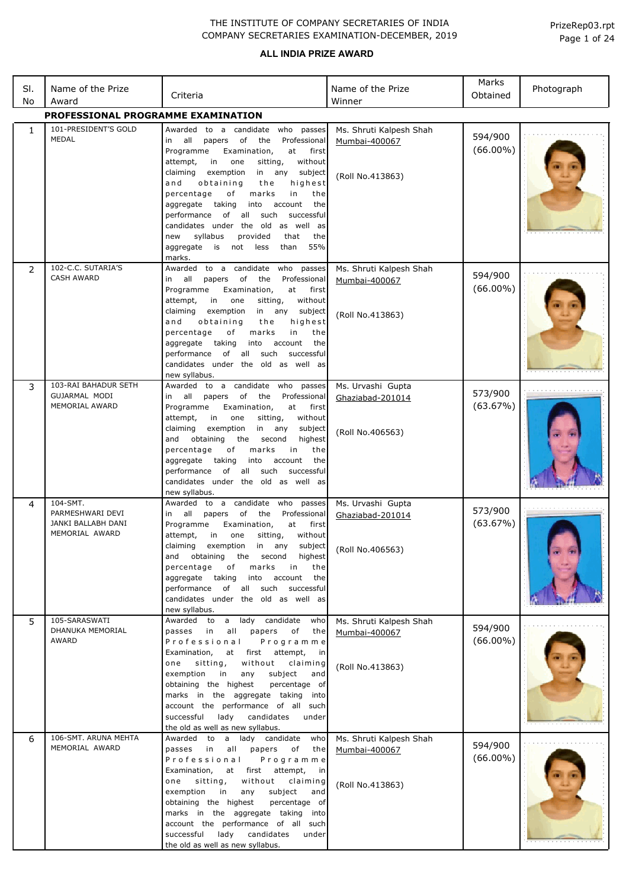THE INSTITUTE OF COMPANY SECRETARIES OF INDIA
COMPANY SECRETARIES EXAMINATION-DECEMBER, 2019

PrizeRep03.rpt

## ALL INDIA PRIZE AWARD

| Sl. No | Name of the Prize Award | Criteria | Name of the Prize Winner | Marks Obtained | Photograph |
|---|---|---|---|---|---|
| **PROFESSIONAL PROGRAMME EXAMINATION** | | | | | |
| 1 | 101-PRESIDENT'S GOLD MEDAL | Awarded to a candidate who passes in all papers of the Professional Programme Examination, at first attempt, in one sitting, without claiming exemption in any subject and obtaining the highest percentage of marks in the aggregate taking into account the performance of all such successful candidates under the old as well as new syllabus provided that the aggregate is not less than 55% marks. | Ms. Shruti Kalpesh Shah<br>Mumbai-400067<br><br>(Roll No.413863) | 594/900<br>(66.00%) | |
| 2 | 102-C.C. SUTARIA'S CASH AWARD | Awarded to a candidate who passes in all papers of the Professional Programme Examination, at first attempt, in one sitting, without claiming exemption in any subject and obtaining the highest percentage of marks in the aggregate taking into account the performance of all such successful candidates under the old as well as new syllabus. | Ms. Shruti Kalpesh Shah<br>Mumbai-400067<br><br>(Roll No.413863) | 594/900<br>(66.00%) | |
| 3 | 103-RAI BAHADUR SETH GUJARMAL MODI MEMORIAL AWARD | Awarded to a candidate who passes in all papers of the Professional Programme Examination, at first attempt, in one sitting, without claiming exemption in any subject and obtaining the second highest percentage of marks in the aggregate taking into account the performance of all such successful candidates under the old as well as new syllabus. | Ms. Urvashi Gupta<br>Ghaziabad-201014<br><br>(Roll No.406563) | 573/900<br>(63.67%) | |
| 4 | 104-SMT. PARMESHWARI DEVI JANKI BALLABH DANI MEMORIAL AWARD | Awarded to a candidate who passes in all papers of the Professional Programme Examination, at first attempt, in one sitting, without claiming exemption in any subject and obtaining the second highest percentage of marks in the aggregate taking into account the performance of all such successful candidates under the old as well as new syllabus. | Ms. Urvashi Gupta<br>Ghaziabad-201014<br><br>(Roll No.406563) | 573/900<br>(63.67%) | |
| 5 | 105-SARASWATI DHANUKA MEMORIAL AWARD | Awarded to a lady candidate who passes in all papers of the Professional Programme Examination, at first attempt, in one sitting, without claiming exemption in any subject and obtaining the highest percentage of marks in the aggregate taking into account the performance of all such successful lady candidates under the old as well as new syllabus. | Ms. Shruti Kalpesh Shah<br>Mumbai-400067<br><br>(Roll No.413863) | 594/900<br>(66.00%) | |
| 6 | 106-SMT. ARUNA MEHTA MEMORIAL AWARD | Awarded to a lady candidate who passes in all papers of the Professional Programme Examination, at first attempt, in one sitting, without claiming exemption in any subject and obtaining the highest percentage of marks in the aggregate taking into account the performance of all such successful lady candidates under the old as well as new syllabus. | Ms. Shruti Kalpesh Shah<br>Mumbai-400067<br><br>(Roll No.413863) | 594/900<br>(66.00%) | |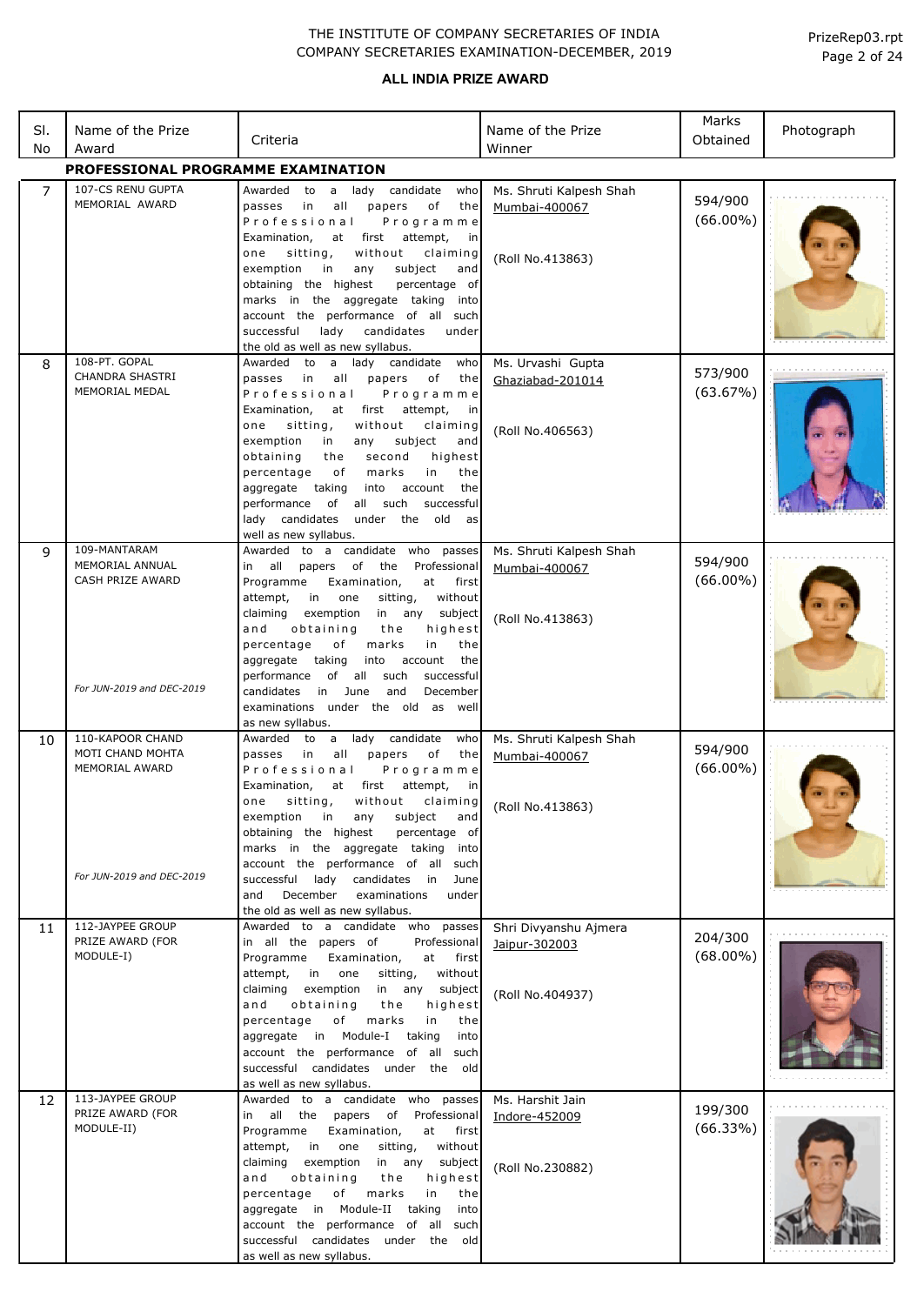THE INSTITUTE OF COMPANY SECRETARIES OF INDIA
COMPANY SECRETARIES EXAMINATION-DECEMBER, 2019

PrizeRep03.rpt

## ALL INDIA PRIZE AWARD

| Sl. No | Name of the Prize Award | Criteria | Name of the Prize Winner | Marks Obtained | Photograph |
|---|---|---|---|---|---|
| **PROFESSIONAL PROGRAMME EXAMINATION** | | | | | |
| 7 | 107-CS RENU GUPTA MEMORIAL AWARD | Awarded to a lady candidate who passes in all papers of the Professional Programme Examination, at first attempt, in one sitting, without claiming exemption in any subject and obtaining the highest percentage of marks in the aggregate taking into account the performance of all such successful lady candidates under the old as well as new syllabus. | Ms. Shruti Kalpesh Shah<br>Mumbai-400067<br><br>(Roll No.413863) | 594/900<br>(66.00%) | |
| 8 | 108-PT. GOPAL CHANDRA SHASTRI MEMORIAL MEDAL | Awarded to a lady candidate who passes in all papers of the Professional Programme Examination, at first attempt, in one sitting, without claiming exemption in any subject and obtaining the second highest percentage of marks in the aggregate taking into account the performance of all such successful lady candidates under the old as well as new syllabus. | Ms. Urvashi Gupta<br>Ghaziabad-201014<br><br>(Roll No.406563) | 573/900<br>(63.67%) | |
| 9 | 109-MANTARAM MEMORIAL ANNUAL CASH PRIZE AWARD<br><br>*For JUN-2019 and DEC-2019* | Awarded to a candidate who passes in all papers of the Professional Programme Examination, at first attempt, in one sitting, without claiming exemption in any subject and obtaining the highest percentage of marks in the aggregate taking into account the performance of all such successful candidates in June and December examinations under the old as well as new syllabus. | Ms. Shruti Kalpesh Shah<br>Mumbai-400067<br><br>(Roll No.413863) | 594/900<br>(66.00%) | |
| 10 | 110-KAPOOR CHAND MOTI CHAND MOHTA MEMORIAL AWARD<br><br>*For JUN-2019 and DEC-2019* | Awarded to a lady candidate who passes in all papers of the Professional Programme Examination, at first attempt, in one sitting, without claiming exemption in any subject and obtaining the highest percentage of marks in the aggregate taking into account the performance of all such successful lady candidates in June and December examinations under the old as well as new syllabus. | Ms. Shruti Kalpesh Shah<br>Mumbai-400067<br><br>(Roll No.413863) | 594/900<br>(66.00%) | |
| 11 | 112-JAYPEE GROUP PRIZE AWARD (FOR MODULE-I) | Awarded to a candidate who passes in all the papers of Professional Programme Examination, at first attempt, in one sitting, without claiming exemption in any subject and obtaining the highest percentage of marks in the aggregate in Module-I taking into account the performance of all such successful candidates under the old as well as new syllabus. | Shri Divyanshu Ajmera<br>Jaipur-302003<br><br>(Roll No.404937) | 204/300<br>(68.00%) | |
| 12 | 113-JAYPEE GROUP PRIZE AWARD (FOR MODULE-II) | Awarded to a candidate who passes in all the papers of Professional Programme Examination, at first attempt, in one sitting, without claiming exemption in any subject and obtaining the highest percentage of marks in the aggregate in Module-II taking into account the performance of all such successful candidates under the old as well as new syllabus. | Ms. Harshit Jain<br>Indore-452009<br><br>(Roll No.230882) | 199/300<br>(66.33%) | |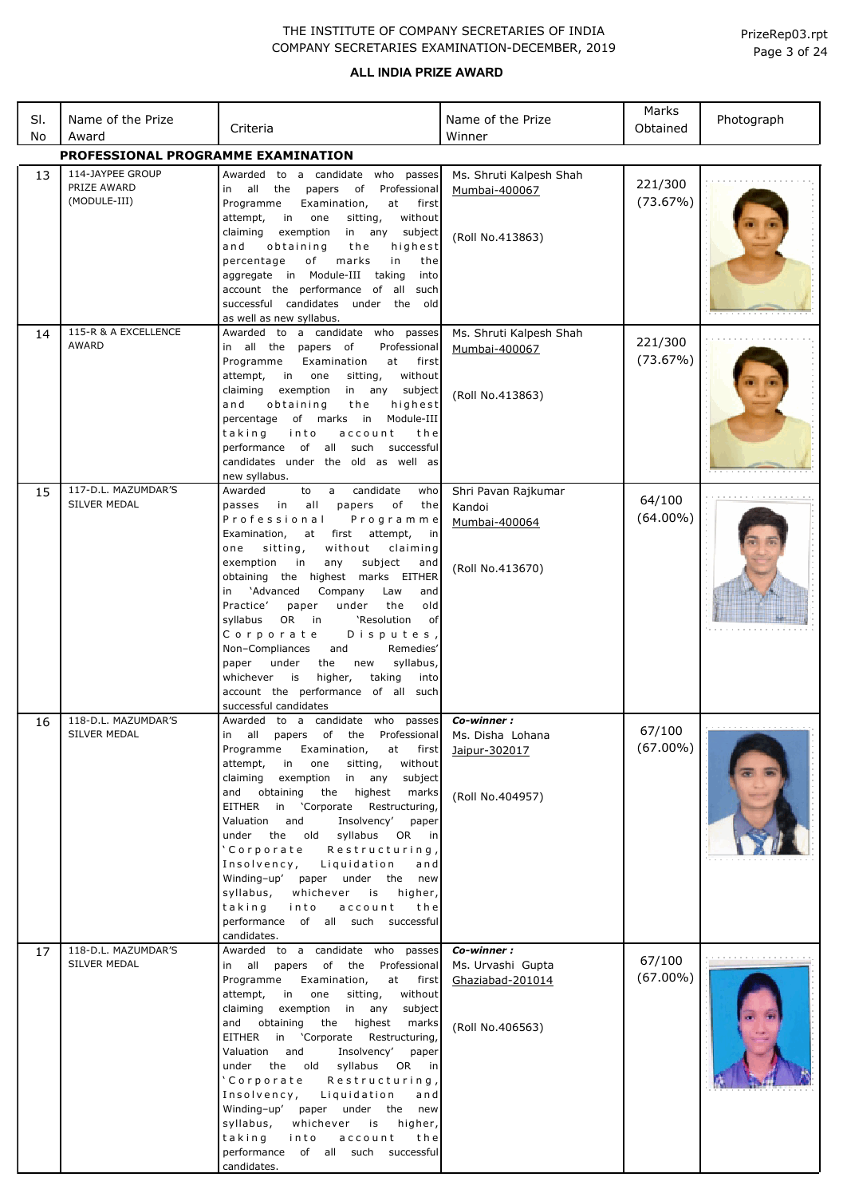THE INSTITUTE OF COMPANY SECRETARIES OF INDIA
COMPANY SECRETARIES EXAMINATION-DECEMBER, 2019

PrizeRep03.rpt

## ALL INDIA PRIZE AWARD

| Sl. No | Name of the Prize Award | Criteria | Name of the Prize Winner | Marks Obtained | Photograph |
|---|---|---|---|---|---|
| **PROFESSIONAL PROGRAMME EXAMINATION** | | | | | |
| 13 | 114-JAYPEE GROUP PRIZE AWARD (MODULE-III) | Awarded to a candidate who passes in all the papers of Professional Programme Examination, at first attempt, in one sitting, without claiming exemption in any subject and obtaining the highest percentage of marks in the aggregate in Module-III taking into account the performance of all such successful candidates under the old as well as new syllabus. | Ms. Shruti Kalpesh Shah Mumbai-400067 (Roll No.413863) | 221/300 (73.67%) | |
| 14 | 115-R & A EXCELLENCE AWARD | Awarded to a candidate who passes in all the papers of Professional Programme Examination at first attempt, in one sitting, without claiming exemption in any subject and obtaining the highest percentage of marks in Module-III taking into account the performance of all such successful candidates under the old as well as new syllabus. | Ms. Shruti Kalpesh Shah Mumbai-400067 (Roll No.413863) | 221/300 (73.67%) | |
| 15 | 117-D.L. MAZUMDAR'S SILVER MEDAL | Awarded to a candidate who passes in all papers of the Professional Programme Examination, at first attempt, in one sitting, without claiming exemption in any subject and obtaining the highest marks EITHER in 'Advanced Company Law and Practice' paper under the old syllabus OR in 'Resolution of Corporate Disputes, Non–Compliances and Remedies' paper under the new syllabus, whichever is higher, taking into account the performance of all such successful candidates | Shri Pavan Rajkumar Kandoi Mumbai-400064 (Roll No.413670) | 64/100 (64.00%) | |
| 16 | 118-D.L. MAZUMDAR'S SILVER MEDAL | Awarded to a candidate who passes in all papers of the Professional Programme Examination, at first attempt, in one sitting, without claiming exemption in any subject and obtaining the highest marks EITHER in 'Corporate Restructuring, Valuation and Insolvency' paper under the old syllabus OR in 'Corporate Restructuring, Insolvency, Liquidation and Winding–up' paper under the new syllabus, whichever is higher, taking into account the performance of all such successful candidates. | ***Co-winner :*** Ms. Disha Lohana Jaipur-302017 (Roll No.404957) | 67/100 (67.00%) | |
| 17 | 118-D.L. MAZUMDAR'S SILVER MEDAL | Awarded to a candidate who passes in all papers of the Professional Programme Examination, at first attempt, in one sitting, without claiming exemption in any subject and obtaining the highest marks EITHER in 'Corporate Restructuring, Valuation and Insolvency' paper under the old syllabus OR in 'Corporate Restructuring, Insolvency, Liquidation and Winding–up' paper under the new syllabus, whichever is higher, taking into account the performance of all such successful candidates. | ***Co-winner :*** Ms. Urvashi Gupta Ghaziabad-201014 (Roll No.406563) | 67/100 (67.00%) | |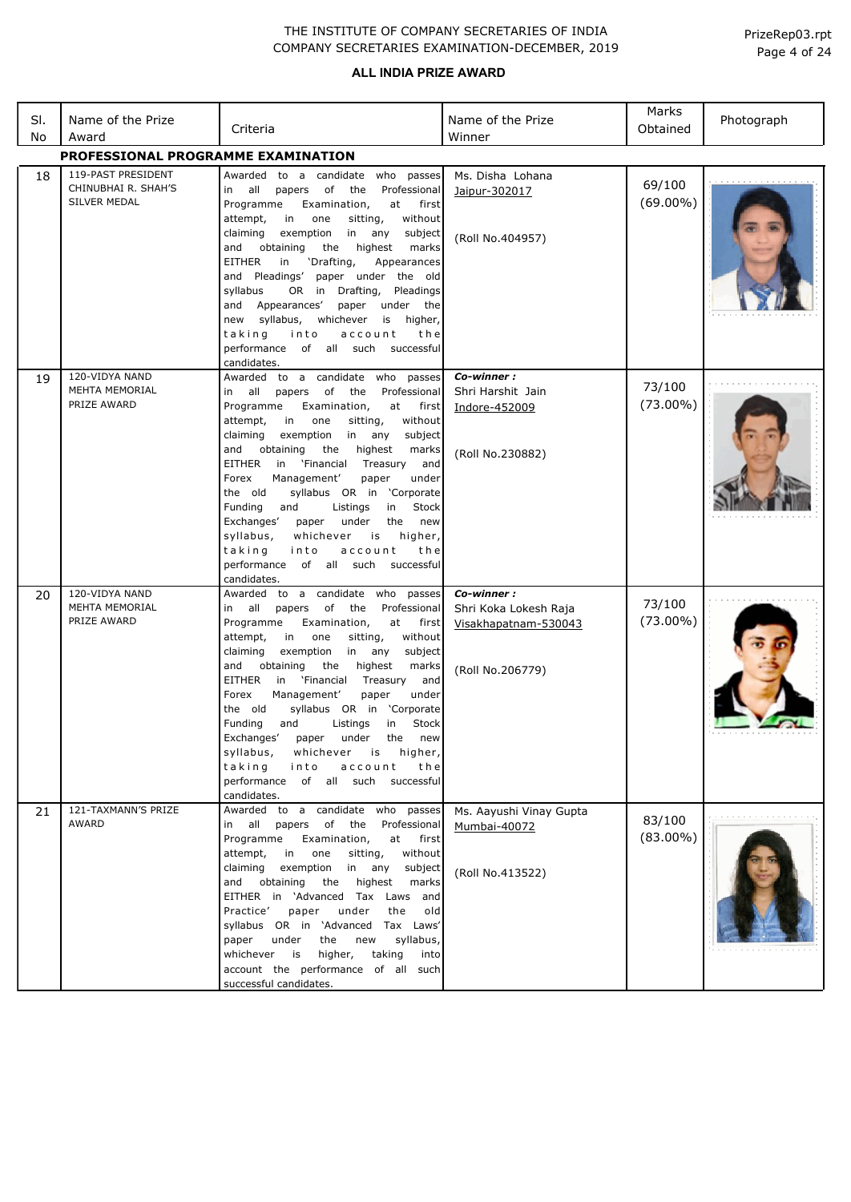THE INSTITUTE OF COMPANY SECRETARIES OF INDIA
COMPANY SECRETARIES EXAMINATION-DECEMBER, 2019

PrizeRep03.rpt

## ALL INDIA PRIZE AWARD

| Sl. No | Name of the Prize Award | Criteria | Name of the Prize Winner | Marks Obtained | Photograph |
|---|---|---|---|---|---|
| **PROFESSIONAL PROGRAMME EXAMINATION** | | | | | |
| 18 | 119-PAST PRESIDENT CHINUBHAI R. SHAH'S SILVER MEDAL | Awarded to a candidate who passes in all papers of the Professional Programme Examination, at first attempt, in one sitting, without claiming exemption in any subject and obtaining the highest marks EITHER in 'Drafting, Appearances and Pleadings' paper under the old syllabus OR in Drafting, Pleadings and Appearances' paper under the new syllabus, whichever is higher, taking into account the performance of all such successful candidates. | Ms. Disha Lohana<br>Jaipur-302017<br><br>(Roll No.404957) | 69/100<br>(69.00%) | |
| 19 | 120-VIDYA NAND MEHTA MEMORIAL PRIZE AWARD | Awarded to a candidate who passes in all papers of the Professional Programme Examination, at first attempt, in one sitting, without claiming exemption in any subject and obtaining the highest marks EITHER in 'Financial Treasury and Forex Management' paper under the old syllabus OR in 'Corporate Funding and Listings in Stock Exchanges' paper under the new syllabus, whichever is higher, taking into account the performance of all such successful candidates. | ***Co-winner :***<br>Shri Harshit Jain<br>Indore-452009<br><br>(Roll No.230882) | 73/100<br>(73.00%) | |
| 20 | 120-VIDYA NAND MEHTA MEMORIAL PRIZE AWARD | Awarded to a candidate who passes in all papers of the Professional Programme Examination, at first attempt, in one sitting, without claiming exemption in any subject and obtaining the highest marks EITHER in 'Financial Treasury and Forex Management' paper under the old syllabus OR in 'Corporate Funding and Listings in Stock Exchanges' paper under the new syllabus, whichever is higher, taking into account the performance of all such successful candidates. | ***Co-winner :***<br>Shri Koka Lokesh Raja<br>Visakhapatnam-530043<br><br>(Roll No.206779) | 73/100<br>(73.00%) | |
| 21 | 121-TAXMANN'S PRIZE AWARD | Awarded to a candidate who passes in all papers of the Professional Programme Examination, at first attempt, in one sitting, without claiming exemption in any subject and obtaining the highest marks EITHER in 'Advanced Tax Laws and Practice' paper under the old syllabus OR in 'Advanced Tax Laws' paper under the new syllabus, whichever is higher, taking into account the performance of all such successful candidates. | Ms. Aayushi Vinay Gupta<br>Mumbai-40072<br><br>(Roll No.413522) | 83/100<br>(83.00%) | |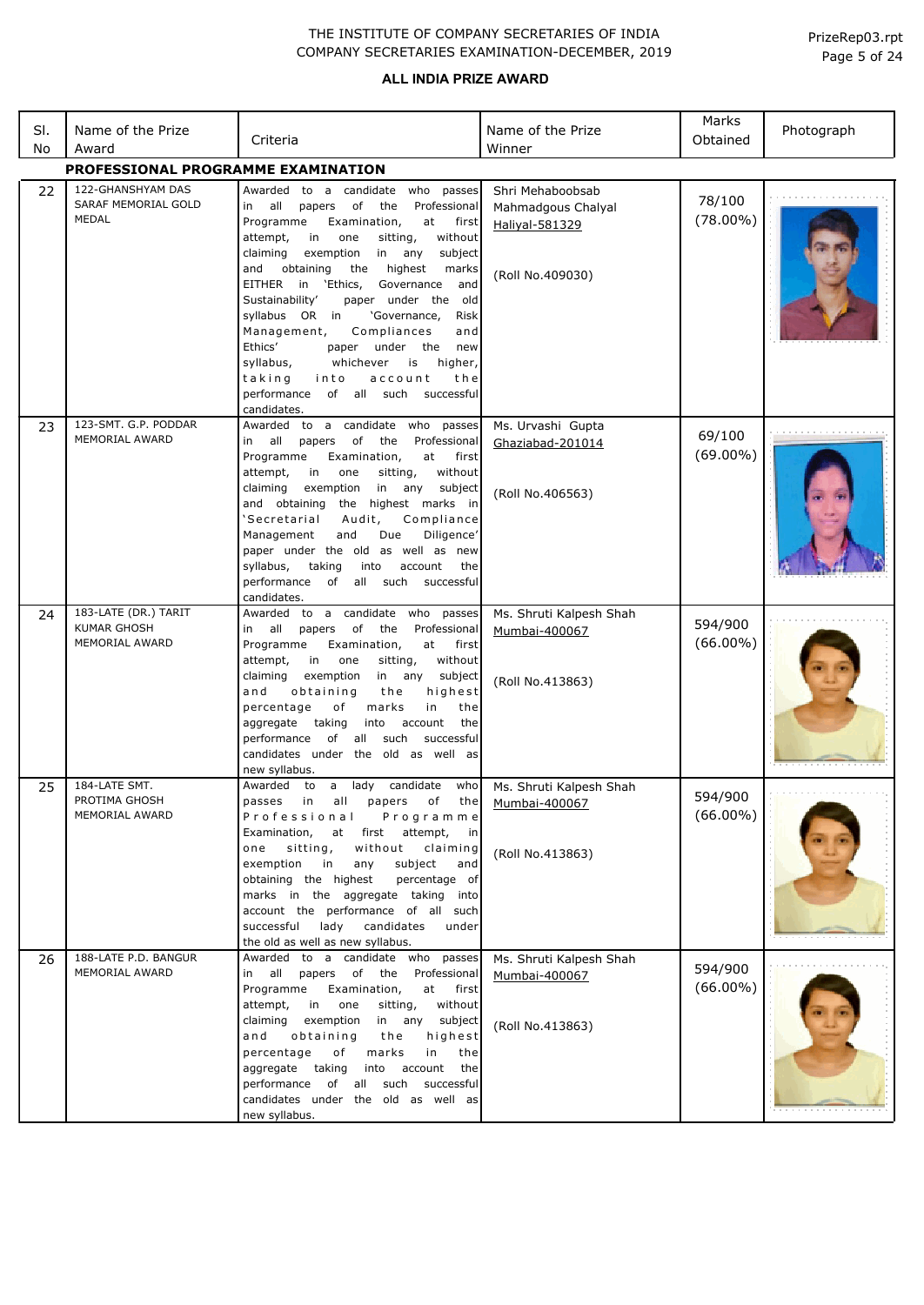THE INSTITUTE OF COMPANY SECRETARIES OF INDIA
COMPANY SECRETARIES EXAMINATION-DECEMBER, 2019

## ALL INDIA PRIZE AWARD

| Sl. No | Name of the Prize Award | Criteria | Name of the Prize Winner | Marks Obtained | Photograph |
|---|---|---|---|---|---|
| **PROFESSIONAL PROGRAMME EXAMINATION** | | | | | |
| 22 | 122-GHANSHYAM DAS SARAF MEMORIAL GOLD MEDAL | Awarded to a candidate who passes in all papers of the Professional Programme Examination, at first attempt, in one sitting, without claiming exemption in any subject and obtaining the highest marks EITHER in 'Ethics, Governance and Sustainability' paper under the old syllabus OR in 'Governance, Risk Management, Compliances and Ethics' paper under the new syllabus, whichever is higher, taking into account the performance of all such successful candidates. | Shri Mehaboobsab Mahmadgous Chalyal Haliyal-581329 (Roll No.409030) | 78/100 (78.00%) | |
| 23 | 123-SMT. G.P. PODDAR MEMORIAL AWARD | Awarded to a candidate who passes in all papers of the Professional Programme Examination, at first attempt, in one sitting, without claiming exemption in any subject and obtaining the highest marks in 'Secretarial Audit, Compliance Management and Due Diligence' paper under the old as well as new syllabus, taking into account the performance of all such successful candidates. | Ms. Urvashi Gupta Ghaziabad-201014 (Roll No.406563) | 69/100 (69.00%) | |
| 24 | 183-LATE (DR.) TARIT KUMAR GHOSH MEMORIAL AWARD | Awarded to a candidate who passes in all papers of the Professional Programme Examination, at first attempt, in one sitting, without claiming exemption in any subject and obtaining the highest percentage of marks in the aggregate taking into account the performance of all such successful candidates under the old as well as new syllabus. | Ms. Shruti Kalpesh Shah Mumbai-400067 (Roll No.413863) | 594/900 (66.00%) | |
| 25 | 184-LATE SMT. PROTIMA GHOSH MEMORIAL AWARD | Awarded to a lady candidate who passes in all papers of the Professional Programme Examination, at first attempt, in one sitting, without claiming exemption in any subject and obtaining the highest percentage of marks in the aggregate taking into account the performance of all such successful lady candidates under the old as well as new syllabus. | Ms. Shruti Kalpesh Shah Mumbai-400067 (Roll No.413863) | 594/900 (66.00%) | |
| 26 | 188-LATE P.D. BANGUR MEMORIAL AWARD | Awarded to a candidate who passes in all papers of the Professional Programme Examination, at first attempt, in one sitting, without claiming exemption in any subject and obtaining the highest percentage of marks in the aggregate taking into account the performance of all such successful candidates under the old as well as new syllabus. | Ms. Shruti Kalpesh Shah Mumbai-400067 (Roll No.413863) | 594/900 (66.00%) | |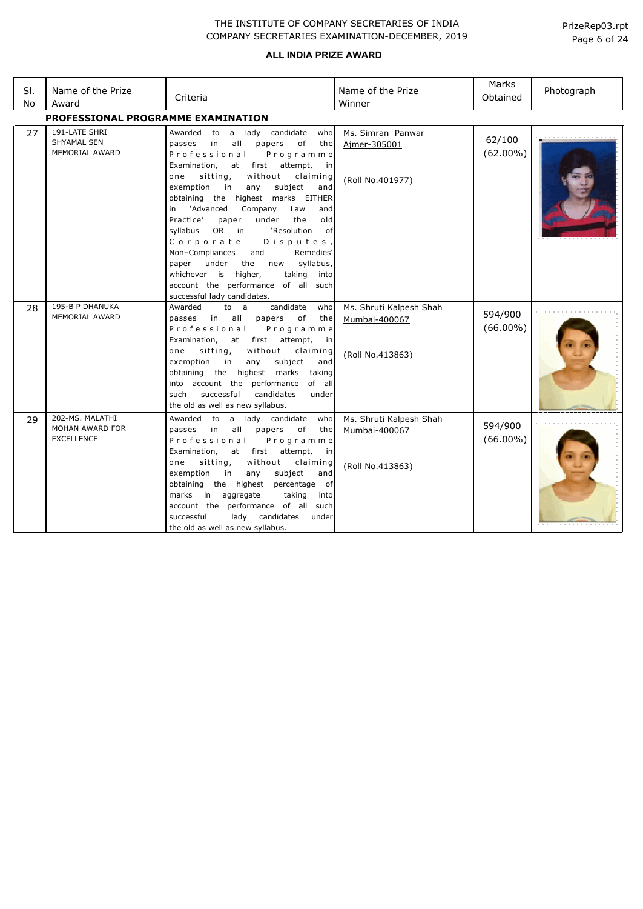THE INSTITUTE OF COMPANY SECRETARIES OF INDIA
COMPANY SECRETARIES EXAMINATION-DECEMBER, 2019

PrizeRep03.rpt

## ALL INDIA PRIZE AWARD

| Sl. No | Name of the Prize Award | Criteria | Name of the Prize Winner | Marks Obtained | Photograph |
|---|---|---|---|---|---|
| **PROFESSIONAL PROGRAMME EXAMINATION** | | | | | |
| 27 | 191-LATE SHRI SHYAMAL SEN MEMORIAL AWARD | Awarded to a lady candidate who passes in all papers of the Professional Programme Examination, at first attempt, in one sitting, without claiming exemption in any subject and obtaining the highest marks EITHER in 'Advanced Company Law and Practice' paper under the old syllabus OR in 'Resolution of Corporate Disputes, Non–Compliances and Remedies' paper under the new syllabus, whichever is higher, taking into account the performance of all such successful lady candidates. | Ms. Simran Panwar<br>Ajmer-305001<br><br>(Roll No.401977) | 62/100<br>(62.00%) | |
| 28 | 195-B P DHANUKA MEMORIAL AWARD | Awarded to a candidate who passes in all papers of the Professional Programme Examination, at first attempt, in one sitting, without claiming exemption in any subject and obtaining the highest marks taking into account the performance of all such successful candidates under the old as well as new syllabus. | Ms. Shruti Kalpesh Shah<br>Mumbai-400067<br><br>(Roll No.413863) | 594/900<br>(66.00%) | |
| 29 | 202-MS. MALATHI MOHAN AWARD FOR EXCELLENCE | Awarded to a lady candidate who passes in all papers of the Professional Programme Examination, at first attempt, in one sitting, without claiming exemption in any subject and obtaining the highest percentage of marks in aggregate taking into account the performance of all such successful lady candidates under the old as well as new syllabus. | Ms. Shruti Kalpesh Shah<br>Mumbai-400067<br><br>(Roll No.413863) | 594/900<br>(66.00%) | |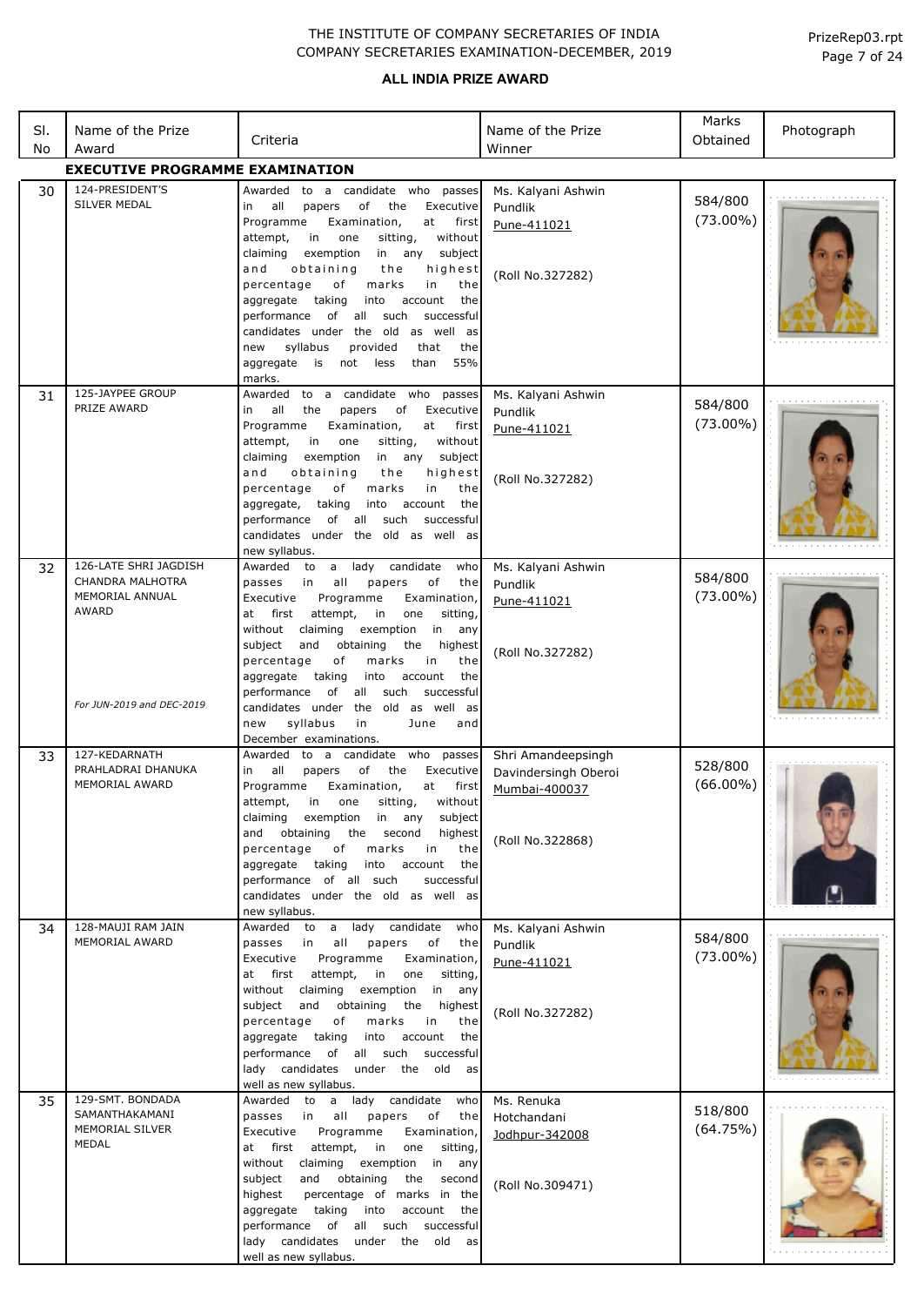THE INSTITUTE OF COMPANY SECRETARIES OF INDIA
COMPANY SECRETARIES EXAMINATION-DECEMBER, 2019

## ALL INDIA PRIZE AWARD

| Sl. No | Name of the Prize Award | Criteria | Name of the Prize Winner | Marks Obtained | Photograph |
|---|---|---|---|---|---|
| **EXECUTIVE PROGRAMME EXAMINATION** | | | | | |
| 30 | 124-PRESIDENT'S SILVER MEDAL | Awarded to a candidate who passes in all papers of the Executive Programme Examination, at first attempt, in one sitting, without claiming exemption in any subject and obtaining the highest percentage of marks in the aggregate taking into account the performance of all such successful candidates under the old as well as new syllabus provided that the aggregate is not less than 55% marks. | Ms. Kalyani Ashwin Pundlik Pune-411021 (Roll No.327282) | 584/800 (73.00%) | |
| 31 | 125-JAYPEE GROUP PRIZE AWARD | Awarded to a candidate who passes in all the papers of Executive Programme Examination, at first attempt, in one sitting, without claiming exemption in any subject and obtaining the highest percentage of marks in the aggregate, taking into account the performance of all such successful candidates under the old as well as new syllabus. | Ms. Kalyani Ashwin Pundlik Pune-411021 (Roll No.327282) | 584/800 (73.00%) | |
| 32 | 126-LATE SHRI JAGDISH CHANDRA MALHOTRA MEMORIAL ANNUAL AWARD *For JUN-2019 and DEC-2019* | Awarded to a lady candidate who passes in all papers of the Executive Programme Examination, at first attempt, in one sitting, without claiming exemption in any subject and obtaining the highest percentage of marks in the aggregate taking into account the performance of all such successful candidates under the old as well as new syllabus in June and December examinations. | Ms. Kalyani Ashwin Pundlik Pune-411021 (Roll No.327282) | 584/800 (73.00%) | |
| 33 | 127-KEDARNATH PRAHLADRAI DHANUKA MEMORIAL AWARD | Awarded to a candidate who passes in all papers of the Executive Programme Examination, at first attempt, in one sitting, without claiming exemption in any subject and obtaining the second highest percentage of marks in the aggregate taking into account the performance of all such successful candidates under the old as well as new syllabus. | Shri Amandeepsingh Davindersingh Oberoi Mumbai-400037 (Roll No.322868) | 528/800 (66.00%) | |
| 34 | 128-MAUJI RAM JAIN MEMORIAL AWARD | Awarded to a lady candidate who passes in all papers of the Executive Programme Examination, at first attempt, in one sitting, without claiming exemption in any subject and obtaining the highest percentage of marks in the aggregate taking into account the performance of all such successful lady candidates under the old as well as new syllabus. | Ms. Kalyani Ashwin Pundlik Pune-411021 (Roll No.327282) | 584/800 (73.00%) | |
| 35 | 129-SMT. BONDADA SAMANTHAKAMANI MEMORIAL SILVER MEDAL | Awarded to a lady candidate who passes in all papers of the Executive Programme Examination, at first attempt, in one sitting, without claiming exemption in any subject and obtaining the second highest percentage of marks in the aggregate taking into account the performance of all such successful lady candidates under the old as well as new syllabus. | Ms. Renuka Hotchandani Jodhpur-342008 (Roll No.309471) | 518/800 (64.75%) | |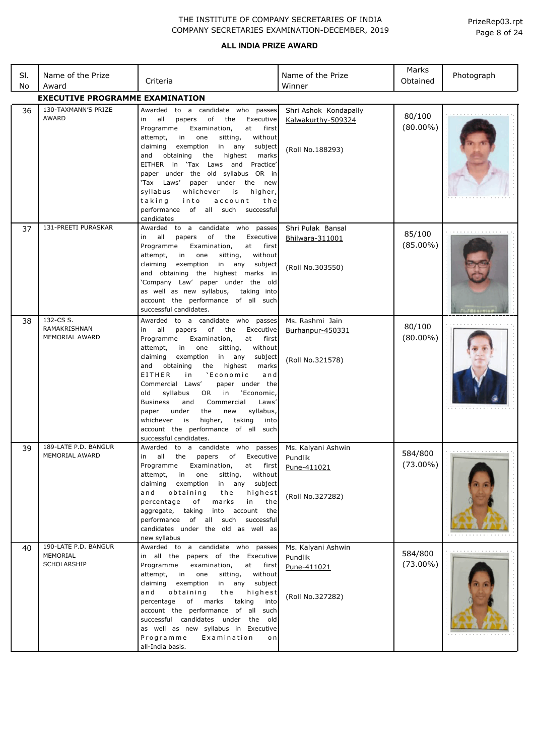THE INSTITUTE OF COMPANY SECRETARIES OF INDIA
COMPANY SECRETARIES EXAMINATION-DECEMBER, 2019

PrizeRep03.rpt

## ALL INDIA PRIZE AWARD

| Sl. No | Name of the Prize Award | Criteria | Name of the Prize Winner | Marks Obtained | Photograph |
|---|---|---|---|---|---|
| **EXECUTIVE PROGRAMME EXAMINATION** | | | | | |
| 36 | 130-TAXMANN'S PRIZE AWARD | Awarded to a candidate who passes in all papers of the Executive Programme Examination, at first attempt, in one sitting, without claiming exemption in any subject and obtaining the highest marks EITHER in 'Tax Laws and Practice' paper under the old syllabus OR in 'Tax Laws' paper under the new syllabus whichever is higher, taking into account the performance of all such successful candidates | Shri Ashok Kondapally<br>Kalwakurthy-509324<br><br>(Roll No.188293) | 80/100<br>(80.00%) | |
| 37 | 131-PREETI PURASKAR | Awarded to a candidate who passes in all papers of the Executive Programme Examination, at first attempt, in one sitting, without claiming exemption in any subject and obtaining the highest marks in 'Company Law' paper under the old as well as new syllabus, taking into account the performance of all such successful candidates. | Shri Pulak Bansal<br>Bhilwara-311001<br><br>(Roll No.303550) | 85/100<br>(85.00%) | |
| 38 | 132-CS S. RAMAKRISHNAN MEMORIAL AWARD | Awarded to a candidate who passes in all papers of the Executive Programme Examination, at first attempt, in one sitting, without claiming exemption in any subject and obtaining the highest marks EITHER in 'Economic and Commercial Laws' paper under the old syllabus OR in 'Economic, Business and Commercial Laws' paper under the new syllabus, whichever is higher, taking into account the performance of all such successful candidates. | Ms. Rashmi Jain<br>Burhanpur-450331<br><br>(Roll No.321578) | 80/100<br>(80.00%) | |
| 39 | 189-LATE P.D. BANGUR MEMORIAL AWARD | Awarded to a candidate who passes in all the papers of Executive Programme Examination, at first attempt, in one sitting, without claiming exemption in any subject and obtaining the highest percentage of marks in the aggregate, taking into account the performance of all such successful candidates under the old as well as new syllabus | Ms. Kalyani Ashwin Pundlik<br>Pune-411021<br><br>(Roll No.327282) | 584/800<br>(73.00%) | |
| 40 | 190-LATE P.D. BANGUR MEMORIAL SCHOLARSHIP | Awarded to a candidate who passes in all the papers of the Executive Programme examination, at first attempt, in one sitting, without claiming exemption in any subject and obtaining the highest percentage of marks taking into account the performance of all such successful candidates under the old as well as new syllabus in Executive Programme Examination on all-India basis. | Ms. Kalyani Ashwin Pundlik<br>Pune-411021<br><br>(Roll No.327282) | 584/800<br>(73.00%) | |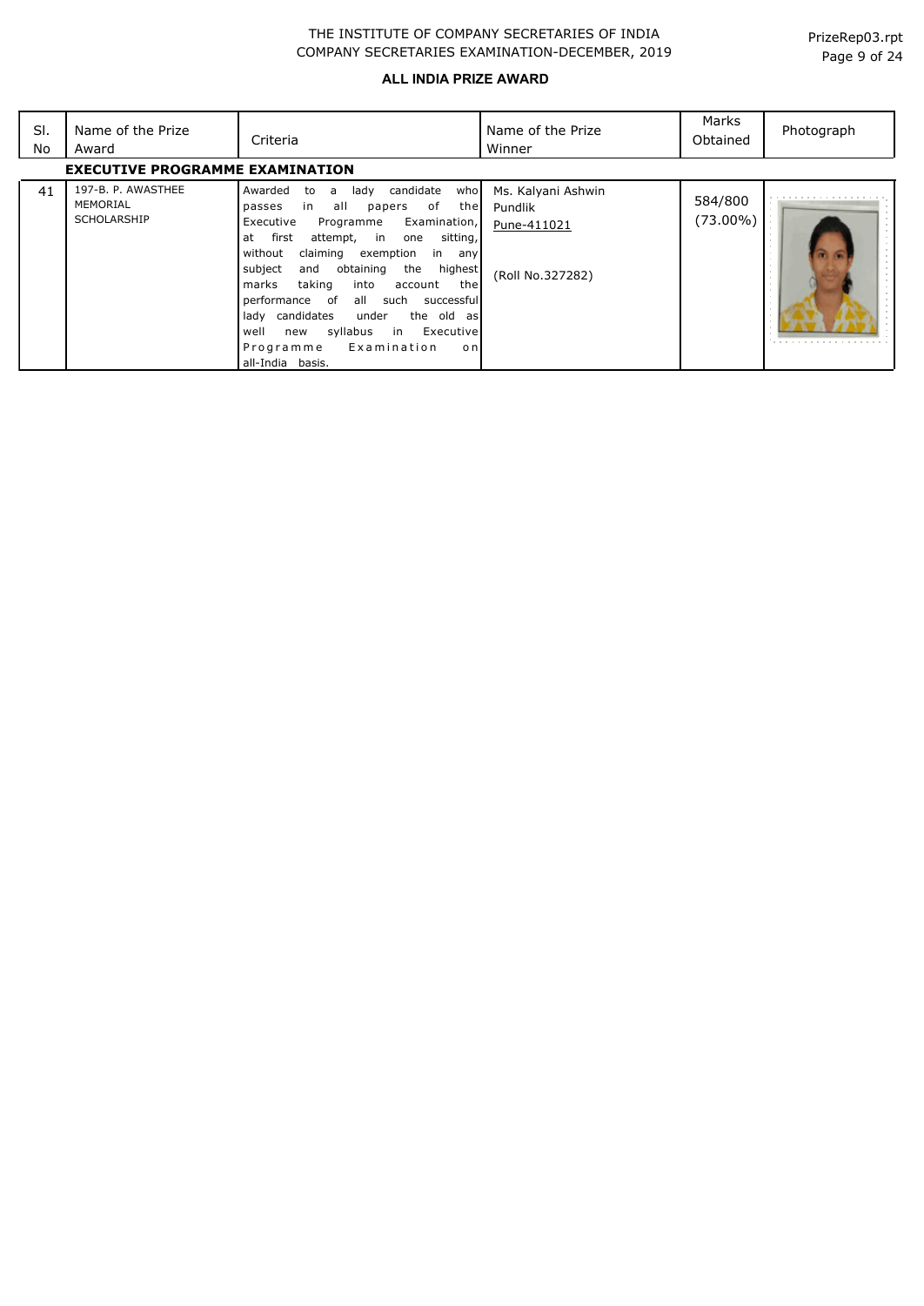THE INSTITUTE OF COMPANY SECRETARIES OF INDIA
COMPANY SECRETARIES EXAMINATION-DECEMBER, 2019

**ALL INDIA PRIZE AWARD**

| Sl. No | Name of the Prize Award | Criteria | Name of the Prize Winner | Marks Obtained | Photograph |
|---|---|---|---|---|---|
| **EXECUTIVE PROGRAMME EXAMINATION** | | | | | |
| 41 | 197-B. P. AWASTHEE MEMORIAL SCHOLARSHIP | Awarded to a lady candidate who passes in all papers of the Executive Programme Examination, at first attempt, in one sitting, without claiming exemption in any subject and obtaining the highest marks taking into account the performance of all such successful lady candidates under the old as well new syllabus in Executive Programme Examination on all-India basis. | Ms. Kalyani Ashwin Pundlik<br>Pune-411021<br><br>(Roll No.327282) | 584/800 (73.00%) | |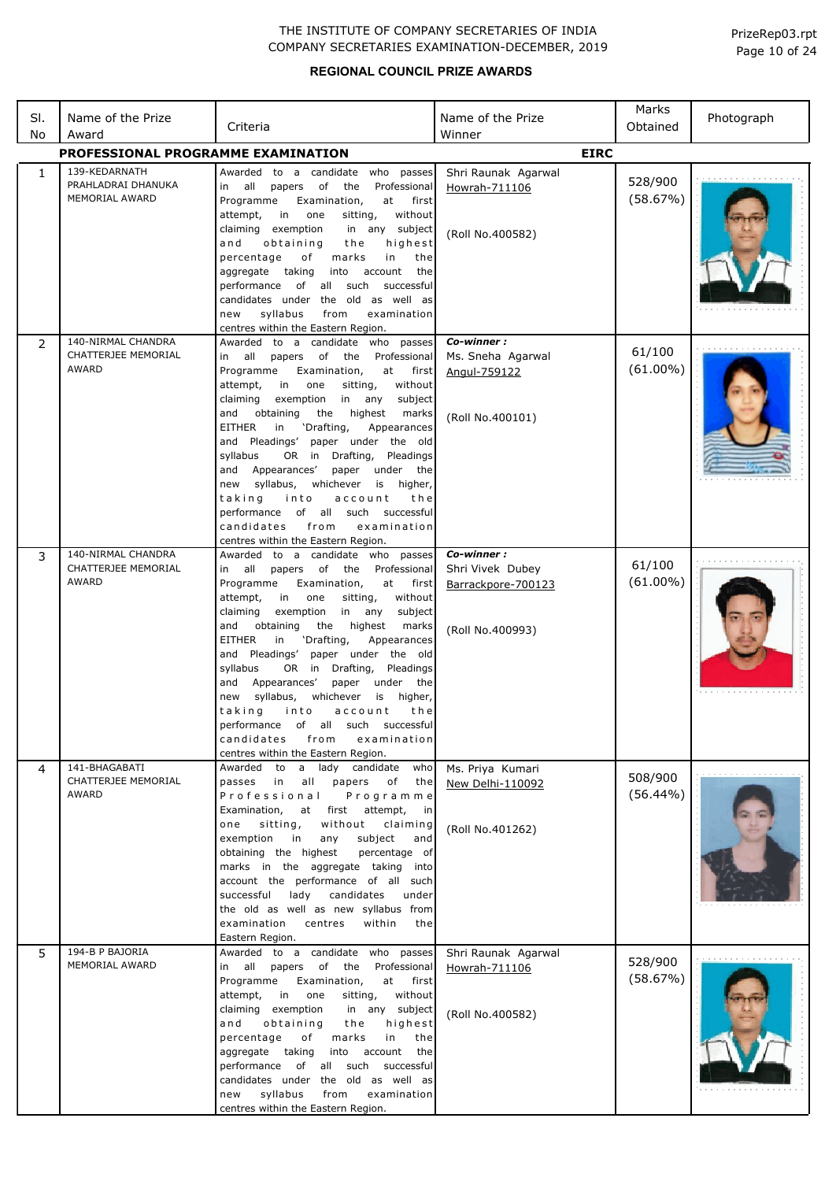THE INSTITUTE OF COMPANY SECRETARIES OF INDIA
COMPANY SECRETARIES EXAMINATION-DECEMBER, 2019

## REGIONAL COUNCIL PRIZE AWARDS

| Sl. No | Name of the Prize Award | Criteria | Name of the Prize Winner | Marks Obtained | Photograph |
|---|---|---|---|---|---|
| **PROFESSIONAL PROGRAMME EXAMINATION** | | | **EIRC** | | |
| 1 | 139-KEDARNATH PRAHLADRAI DHANUKA MEMORIAL AWARD | Awarded to a candidate who passes in all papers of the Professional Programme Examination, at first attempt, in one sitting, without claiming exemption in any subject and obtaining the highest percentage of marks in the aggregate taking into account the performance of all such successful candidates under the old as well as new syllabus from examination centres within the Eastern Region. | Shri Raunak Agarwal<br>Howrah-711106<br><br>(Roll No.400582) | 528/900 (58.67%) | |
| 2 | 140-NIRMAL CHANDRA CHATTERJEE MEMORIAL AWARD | Awarded to a candidate who passes in all papers of the Professional Programme Examination, at first attempt, in one sitting, without claiming exemption in any subject and obtaining the highest marks EITHER in 'Drafting, Appearances and Pleadings' paper under the old syllabus OR in Drafting, Pleadings and Appearances' paper under the new syllabus, whichever is higher, taking into account the performance of all such successful candidates from examination centres within the Eastern Region. | *Co-winner :*<br>Ms. Sneha Agarwal<br>Angul-759122<br><br>(Roll No.400101) | 61/100 (61.00%) | |
| 3 | 140-NIRMAL CHANDRA CHATTERJEE MEMORIAL AWARD | Awarded to a candidate who passes in all papers of the Professional Programme Examination, at first attempt, in one sitting, without claiming exemption in any subject and obtaining the highest marks EITHER in 'Drafting, Appearances and Pleadings' paper under the old syllabus OR in Drafting, Pleadings and Appearances' paper under the new syllabus, whichever is higher, taking into account the performance of all such successful candidates from examination centres within the Eastern Region. | *Co-winner :*<br>Shri Vivek Dubey<br>Barrackpore-700123<br><br>(Roll No.400993) | 61/100 (61.00%) | |
| 4 | 141-BHAGABATI CHATTERJEE MEMORIAL AWARD | Awarded to a lady candidate who passes in all papers of the Professional Programme Examination, at first attempt, in one sitting, without claiming exemption in any subject and obtaining the highest percentage of marks in the aggregate taking into account the performance of all such successful lady candidates under the old as well as new syllabus from examination centres within the Eastern Region. | Ms. Priya Kumari<br>New Delhi-110092<br><br>(Roll No.401262) | 508/900 (56.44%) | |
| 5 | 194-B P BAJORIA MEMORIAL AWARD | Awarded to a candidate who passes in all papers of the Professional Programme Examination, at first attempt, in one sitting, without claiming exemption in any subject and obtaining the highest percentage of marks in the aggregate taking into account the performance of all such successful candidates under the old as well as new syllabus from examination centres within the Eastern Region. | Shri Raunak Agarwal<br>Howrah-711106<br><br>(Roll No.400582) | 528/900 (58.67%) | |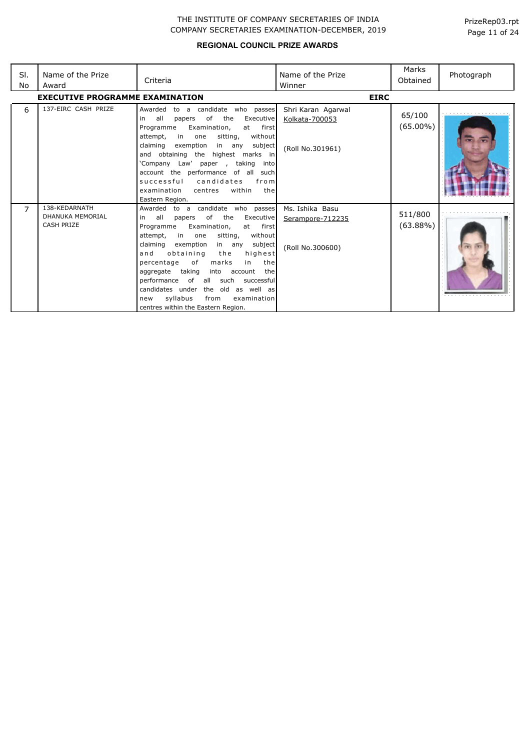THE INSTITUTE OF COMPANY SECRETARIES OF INDIA
COMPANY SECRETARIES EXAMINATION-DECEMBER, 2019

## REGIONAL COUNCIL PRIZE AWARDS

| Sl. No | Name of the Prize Award | Criteria | Name of the Prize Winner | Marks Obtained | Photograph |
|---|---|---|---|---|---|
| **EXECUTIVE PROGRAMME EXAMINATION** | | | **EIRC** | | |
| 6 | 137-EIRC CASH PRIZE | Awarded to a candidate who passes in all papers of the Executive Programme Examination, at first attempt, in one sitting, without claiming exemption in any subject and obtaining the highest marks in 'Company Law' paper , taking into account the performance of all such successful candidates from examination centres within the Eastern Region. | Shri Karan Agarwal<br>Kolkata-700053<br><br>(Roll No.301961) | 65/100<br>(65.00%) | |
| 7 | 138-KEDARNATH DHANUKA MEMORIAL CASH PRIZE | Awarded to a candidate who passes in all papers of the Executive Programme Examination, at first attempt, in one sitting, without claiming exemption in any subject and obtaining the highest percentage of marks in the aggregate taking into account the performance of all such successful candidates under the old as well as new syllabus from examination centres within the Eastern Region. | Ms. Ishika Basu<br>Serampore-712235<br><br>(Roll No.300600) | 511/800<br>(63.88%) | |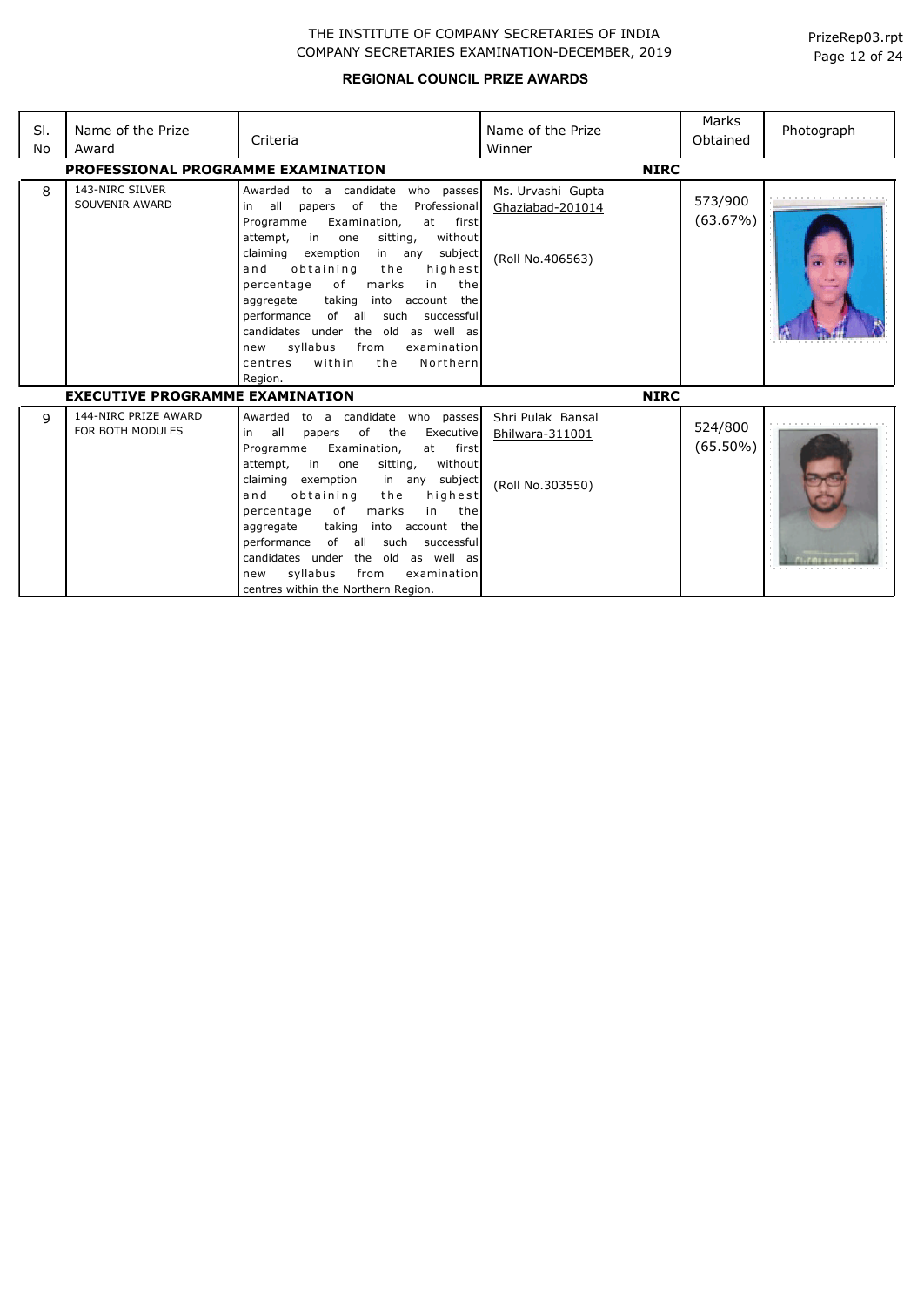THE INSTITUTE OF COMPANY SECRETARIES OF INDIA
COMPANY SECRETARIES EXAMINATION-DECEMBER, 2019

## REGIONAL COUNCIL PRIZE AWARDS

| Sl. No | Name of the Prize Award | Criteria | Name of the Prize Winner | Marks Obtained | Photograph |
|---|---|---|---|---|---|
| | **PROFESSIONAL PROGRAMME EXAMINATION** | | **NIRC** | | |
| 8 | 143-NIRC SILVER SOUVENIR AWARD | Awarded to a candidate who passes in all papers of the Professional Programme Examination, at first attempt, in one sitting, without claiming exemption in any subject and obtaining the highest percentage of marks in the aggregate taking into account the performance of all such successful candidates under the old as well as new syllabus from examination centres within the Northern Region. | Ms. Urvashi Gupta<br>Ghaziabad-201014<br><br>(Roll No.406563) | 573/900<br>(63.67%) | |
| | **EXECUTIVE PROGRAMME EXAMINATION** | | **NIRC** | | |
| 9 | 144-NIRC PRIZE AWARD FOR BOTH MODULES | Awarded to a candidate who passes in all papers of the Executive Programme Examination, at first attempt, in one sitting, without claiming exemption in any subject and obtaining the highest percentage of marks in the aggregate taking into account the performance of all such successful candidates under the old as well as new syllabus from examination centres within the Northern Region. | Shri Pulak Bansal<br>Bhilwara-311001<br><br>(Roll No.303550) | 524/800<br>(65.50%) | |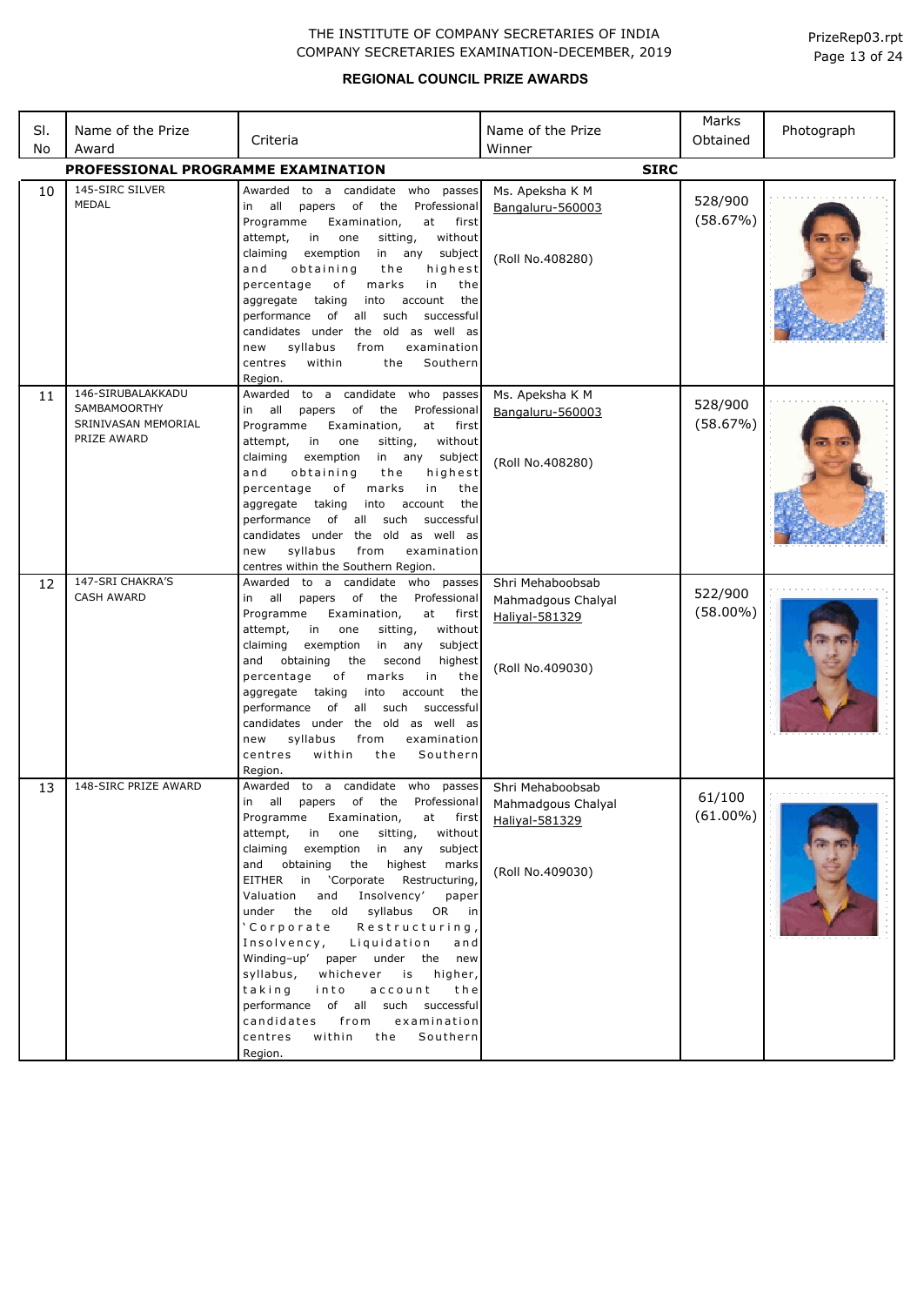THE INSTITUTE OF COMPANY SECRETARIES OF INDIA
COMPANY SECRETARIES EXAMINATION-DECEMBER, 2019

PrizeRep03.rpt

## REGIONAL COUNCIL PRIZE AWARDS

| Sl. No | Name of the Prize Award | Criteria | Name of the Prize Winner | Marks Obtained | Photograph |
|---|---|---|---|---|---|
| **PROFESSIONAL PROGRAMME EXAMINATION** | | | **SIRC** | | |
| 10 | 145-SIRC SILVER MEDAL | Awarded to a candidate who passes in all papers of the Professional Programme Examination, at first attempt, in one sitting, without claiming exemption in any subject and obtaining the highest percentage of marks in the aggregate taking into account the performance of all such successful candidates under the old as well as new syllabus from examination centres within the Southern Region. | Ms. Apeksha K M<br>Bangaluru-560003<br><br>(Roll No.408280) | 528/900 (58.67%) | |
| 11 | 146-SIRUBALAKKADU SAMBAMOORTHY SRINIVASAN MEMORIAL PRIZE AWARD | Awarded to a candidate who passes in all papers of the Professional Programme Examination, at first attempt, in one sitting, without claiming exemption in any subject and obtaining the highest percentage of marks in the aggregate taking into account the performance of all such successful candidates under the old as well as new syllabus from examination centres within the Southern Region. | Ms. Apeksha K M<br>Bangaluru-560003<br><br>(Roll No.408280) | 528/900 (58.67%) | |
| 12 | 147-SRI CHAKRA'S CASH AWARD | Awarded to a candidate who passes in all papers of the Professional Programme Examination, at first attempt, in one sitting, without claiming exemption in any subject and obtaining the second highest percentage of marks in the aggregate taking into account the performance of all such successful candidates under the old as well as new syllabus from examination centres within the Southern Region. | Shri Mehaboobsab Mahmadgous Chalyal<br>Haliyal-581329<br><br>(Roll No.409030) | 522/900 (58.00%) | |
| 13 | 148-SIRC PRIZE AWARD | Awarded to a candidate who passes in all papers of the Professional Programme Examination, at first attempt, in one sitting, without claiming exemption in any subject and obtaining the highest marks EITHER in 'Corporate Restructuring, Valuation and Insolvency' paper under the old syllabus OR in 'Corporate Restructuring, Insolvency, Liquidation and Winding–up' paper under the new syllabus, whichever is higher, taking into account the performance of all such successful candidates from examination centres within the Southern Region. | Shri Mehaboobsab Mahmadgous Chalyal<br>Haliyal-581329<br><br>(Roll No.409030) | 61/100 (61.00%) | |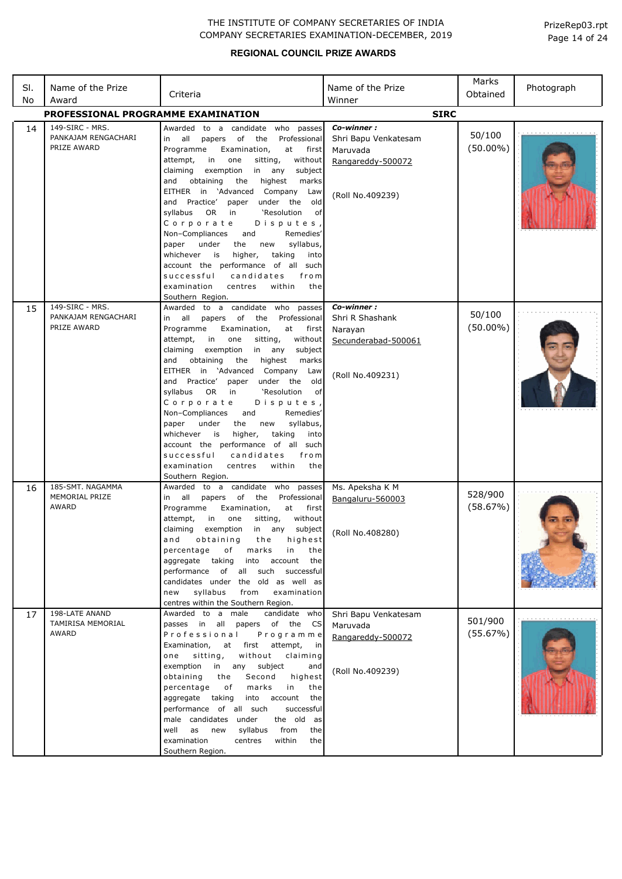THE INSTITUTE OF COMPANY SECRETARIES OF INDIA
COMPANY SECRETARIES EXAMINATION-DECEMBER, 2019

PrizeRep03.rpt

## REGIONAL COUNCIL PRIZE AWARDS

| Sl. No | Name of the Prize Award | Criteria | Name of the Prize Winner | Marks Obtained | Photograph |
|---|---|---|---|---|---|
| **PROFESSIONAL PROGRAMME EXAMINATION** | | | **SIRC** | | |
| 14 | 149-SIRC - MRS. PANKAJAM RENGACHARI PRIZE AWARD | Awarded to a candidate who passes in all papers of the Professional Programme Examination, at first attempt, in one sitting, without claiming exemption in any subject and obtaining the highest marks EITHER in 'Advanced Company Law and Practice' paper under the old syllabus OR in 'Resolution of Corporate Disputes, Non–Compliances and Remedies' paper under the new syllabus, whichever is higher, taking into account the performance of all such successful candidates from examination centres within the Southern Region. | ***Co-winner :*** Shri Bapu Venkatesam Maruvada Rangareddy-500072 (Roll No.409239) | 50/100 (50.00%) | |
| 15 | 149-SIRC - MRS. PANKAJAM RENGACHARI PRIZE AWARD | Awarded to a candidate who passes in all papers of the Professional Programme Examination, at first attempt, in one sitting, without claiming exemption in any subject and obtaining the highest marks EITHER in 'Advanced Company Law and Practice' paper under the old syllabus OR in 'Resolution of Corporate Disputes, Non–Compliances and Remedies' paper under the new syllabus, whichever is higher, taking into account the performance of all such successful candidates from examination centres within the Southern Region. | ***Co-winner :*** Shri R Shashank Narayan Secunderabad-500061 (Roll No.409231) | 50/100 (50.00%) | |
| 16 | 185-SMT. NAGAMMA MEMORIAL PRIZE AWARD | Awarded to a candidate who passes in all papers of the Professional Programme Examination, at first attempt, in one sitting, without claiming exemption in any subject and obtaining the highest percentage of marks in the aggregate taking into account the performance of all such successful candidates under the old as well as new syllabus from examination centres within the Southern Region. | Ms. Apeksha K M Bangaluru-560003 (Roll No.408280) | 528/900 (58.67%) | |
| 17 | 198-LATE ANAND TAMIRISA MEMORIAL AWARD | Awarded to a male candidate who passes in all papers of the CS Professional Programme Examination, at first attempt, in one sitting, without claiming exemption in any subject and obtaining the Second highest percentage of marks in the aggregate taking into account the performance of all such successful male candidates under the old as well as new syllabus from the examination centres within the Southern Region. | Shri Bapu Venkatesam Maruvada Rangareddy-500072 (Roll No.409239) | 501/900 (55.67%) | |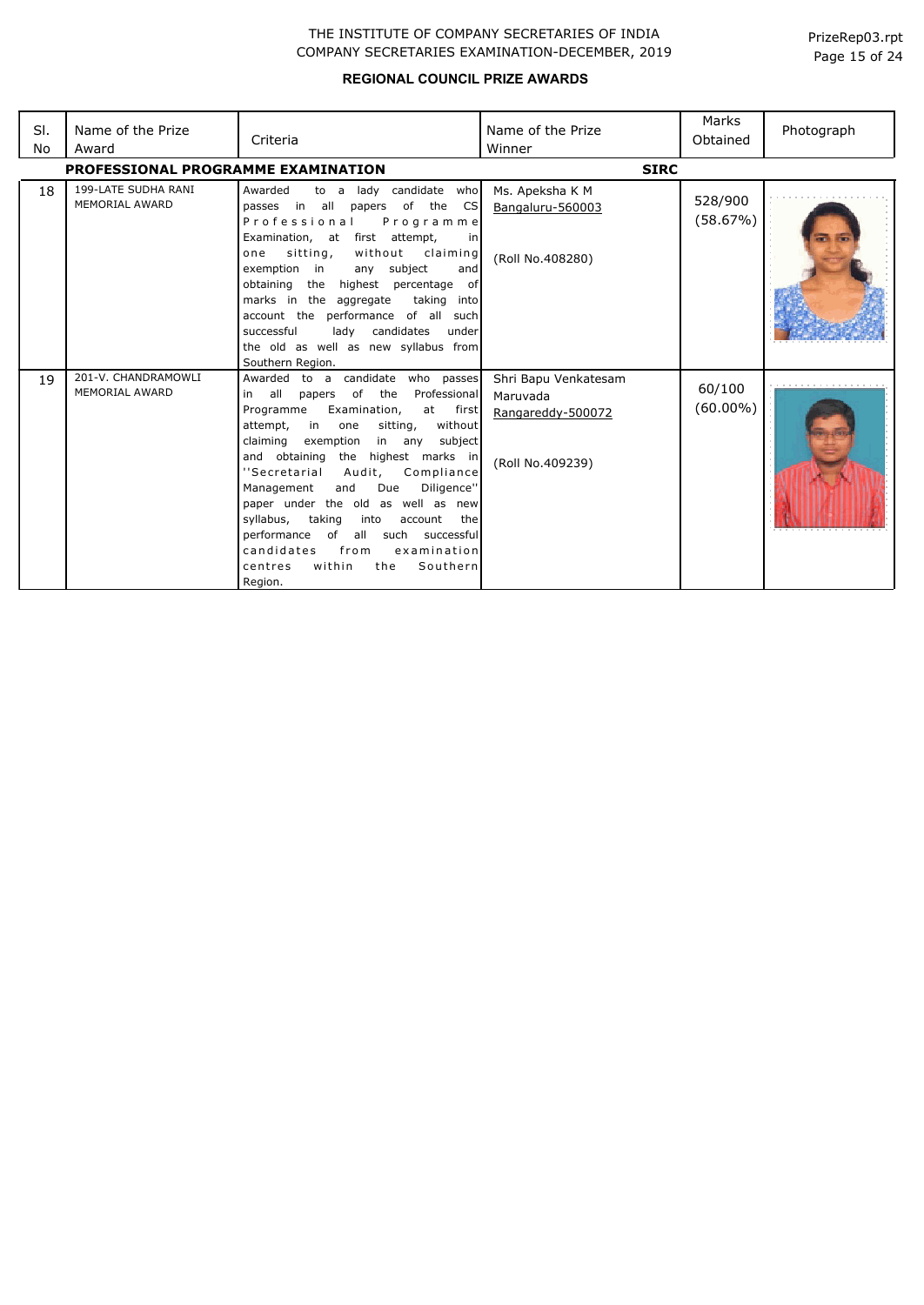THE INSTITUTE OF COMPANY SECRETARIES OF INDIA
COMPANY SECRETARIES EXAMINATION-DECEMBER, 2019

PrizeRep03.rpt

## REGIONAL COUNCIL PRIZE AWARDS

| Sl. No | Name of the Prize Award | Criteria | Name of the Prize Winner | Marks Obtained | Photograph |
|---|---|---|---|---|---|
| **PROFESSIONAL PROGRAMME EXAMINATION** | | | **SIRC** | | |
| 18 | 199-LATE SUDHA RANI MEMORIAL AWARD | Awarded to a lady candidate who passes in all papers of the CS Professional Programme Examination, at first attempt, in one sitting, without claiming exemption in any subject and obtaining the highest percentage of marks in the aggregate taking into account the performance of all such successful lady candidates under the old as well as new syllabus from Southern Region. | Ms. Apeksha K M<br>Bangaluru-560003<br><br>(Roll No.408280) | 528/900 (58.67%) | |
| 19 | 201-V. CHANDRAMOWLI MEMORIAL AWARD | Awarded to a candidate who passes in all papers of the Professional Programme Examination, at first attempt, in one sitting, without claiming exemption in any subject and obtaining the highest marks in ''Secretarial Audit, Compliance Management and Due Diligence'' paper under the old as well as new syllabus, taking into account the performance of all such successful candidates from examination centres within the Southern Region. | Shri Bapu Venkatesam Maruvada<br>Rangareddy-500072<br><br>(Roll No.409239) | 60/100 (60.00%) | |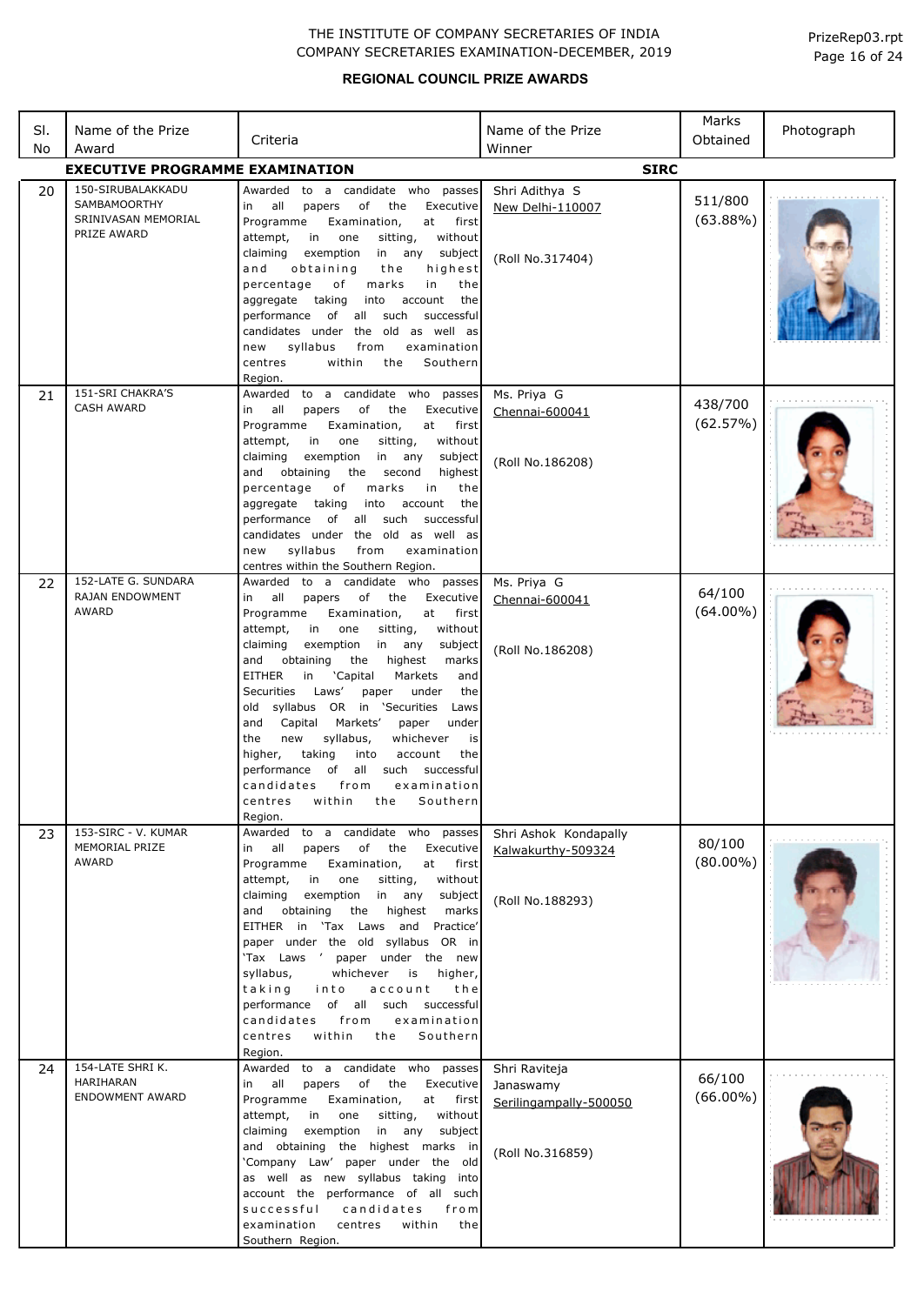# THE INSTITUTE OF COMPANY SECRETARIES OF INDIA
## COMPANY SECRETARIES EXAMINATION-DECEMBER, 2019

### REGIONAL COUNCIL PRIZE AWARDS

| Sl. No | Name of the Prize Award | Criteria | Name of the Prize Winner | Marks Obtained | Photograph |
|---|---|---|---|---|---|
| **EXECUTIVE PROGRAMME EXAMINATION** | | | **SIRC** | | |
| 20 | 150-SIRUBALAKKADU SAMBAMOORTHY SRINIVASAN MEMORIAL PRIZE AWARD | Awarded to a candidate who passes in all papers of the Executive Programme Examination, at first attempt, in one sitting, without claiming exemption in any subject and obtaining the highest percentage of marks in the aggregate taking into account the performance of all such successful candidates under the old as well as new syllabus from examination centres within the Southern Region. | Shri Adithya S<br>New Delhi-110007<br><br>(Roll No.317404) | 511/800<br>(63.88%) | |
| 21 | 151-SRI CHAKRA'S CASH AWARD | Awarded to a candidate who passes in all papers of the Executive Programme Examination, at first attempt, in one sitting, without claiming exemption in any subject and obtaining the second highest percentage of marks in the aggregate taking into account the performance of all such successful candidates under the old as well as new syllabus from examination centres within the Southern Region. | Ms. Priya G<br>Chennai-600041<br><br>(Roll No.186208) | 438/700<br>(62.57%) | |
| 22 | 152-LATE G. SUNDARA RAJAN ENDOWMENT AWARD | Awarded to a candidate who passes in all papers of the Executive Programme Examination, at first attempt, in one sitting, without claiming exemption in any subject and obtaining the highest marks EITHER in 'Capital Markets and Securities Laws' paper under the old syllabus OR in 'Securities Laws and Capital Markets' paper under the new syllabus, whichever is higher, taking into account the performance of all such successful candidates from examination centres within the Southern Region. | Ms. Priya G<br>Chennai-600041<br><br>(Roll No.186208) | 64/100<br>(64.00%) | |
| 23 | 153-SIRC - V. KUMAR MEMORIAL PRIZE AWARD | Awarded to a candidate who passes in all papers of the Executive Programme Examination, at first attempt, in one sitting, without claiming exemption in any subject and obtaining the highest marks EITHER in 'Tax Laws and Practice' paper under the old syllabus OR in 'Tax Laws ' paper under the new syllabus, whichever is higher, taking into account the performance of all such successful candidates from examination centres within the Southern Region. | Shri Ashok Kondapally<br>Kalwakurthy-509324<br><br>(Roll No.188293) | 80/100<br>(80.00%) | |
| 24 | 154-LATE SHRI K. HARIHARAN ENDOWMENT AWARD | Awarded to a candidate who passes in all papers of the Executive Programme Examination, at first attempt, in one sitting, without claiming exemption in any subject and obtaining the highest marks in 'Company Law' paper under the old as well as new syllabus taking into account the performance of all such successful candidates from examination centres within the Southern Region. | Shri Raviteja Janaswamy<br>Serilingampally-500050<br><br>(Roll No.316859) | 66/100<br>(66.00%) | |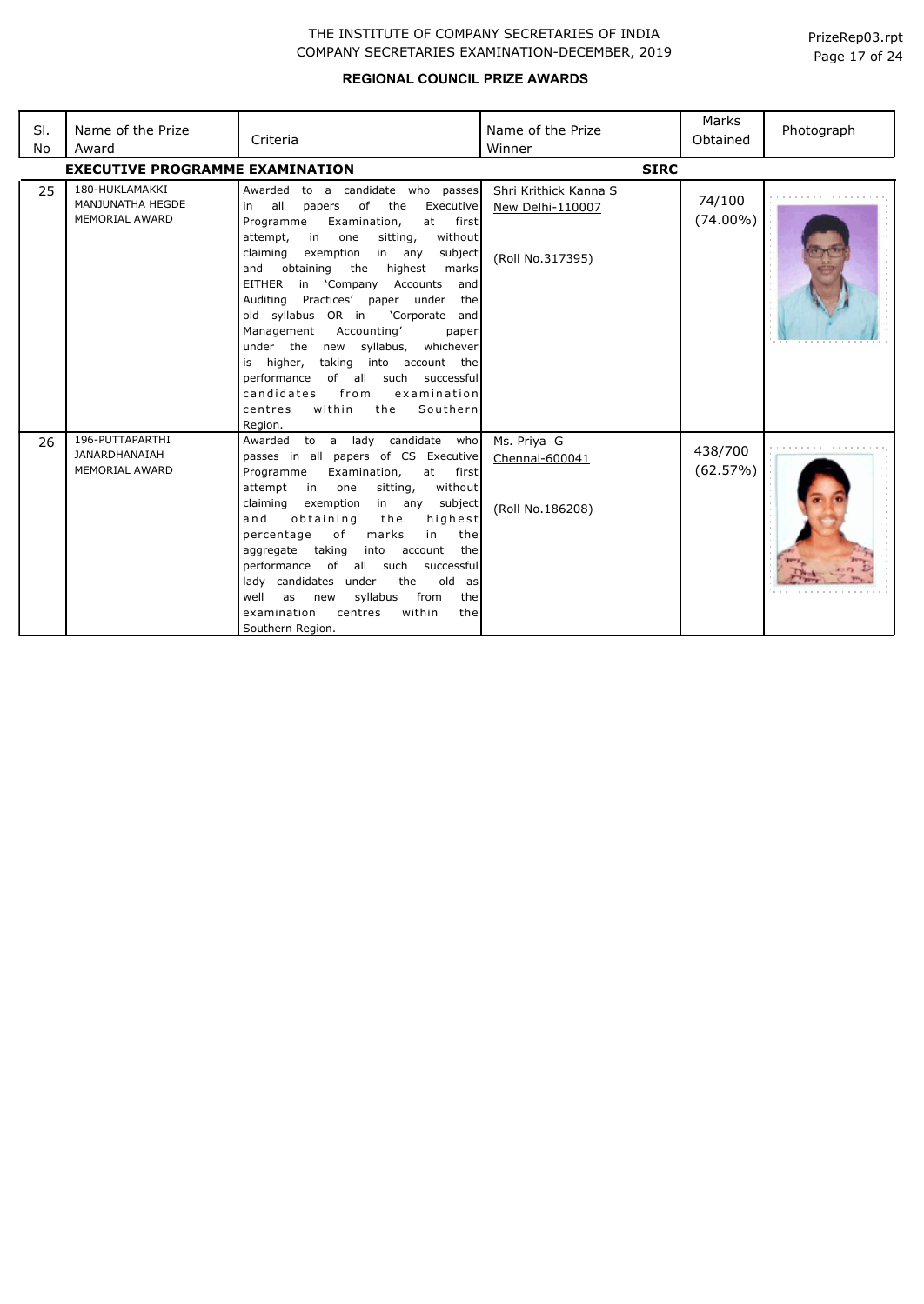THE INSTITUTE OF COMPANY SECRETARIES OF INDIA
COMPANY SECRETARIES EXAMINATION-DECEMBER, 2019

## REGIONAL COUNCIL PRIZE AWARDS

| Sl. No | Name of the Prize Award | Criteria | Name of the Prize Winner | Marks Obtained | Photograph |
|---|---|---|---|---|---|
| **EXECUTIVE PROGRAMME EXAMINATION** | | | **SIRC** | | |
| 25 | 180-HUKLAMAKKI MANJUNATHA HEGDE MEMORIAL AWARD | Awarded to a candidate who passes in all papers of the Executive Programme Examination, at first attempt, in one sitting, without claiming exemption in any subject and obtaining the highest marks EITHER in 'Company Accounts and Auditing Practices' paper under the old syllabus OR in 'Corporate and Management Accounting' paper under the new syllabus, whichever is higher, taking into account the performance of all such successful candidates from examination centres within the Southern Region. | Shri Krithick Kanna S<br>New Delhi-110007<br><br>(Roll No.317395) | 74/100<br>(74.00%) | |
| 26 | 196-PUTTAPARTHI JANARDHANAIAH MEMORIAL AWARD | Awarded to a lady candidate who passes in all papers of CS Executive Programme Examination, at first attempt in one sitting, without claiming exemption in any subject and obtaining the highest percentage of marks in the aggregate taking into account the performance of all such successful lady candidates under the old as well as new syllabus from the examination centres within the Southern Region. | Ms. Priya G<br>Chennai-600041<br><br>(Roll No.186208) | 438/700<br>(62.57%) | |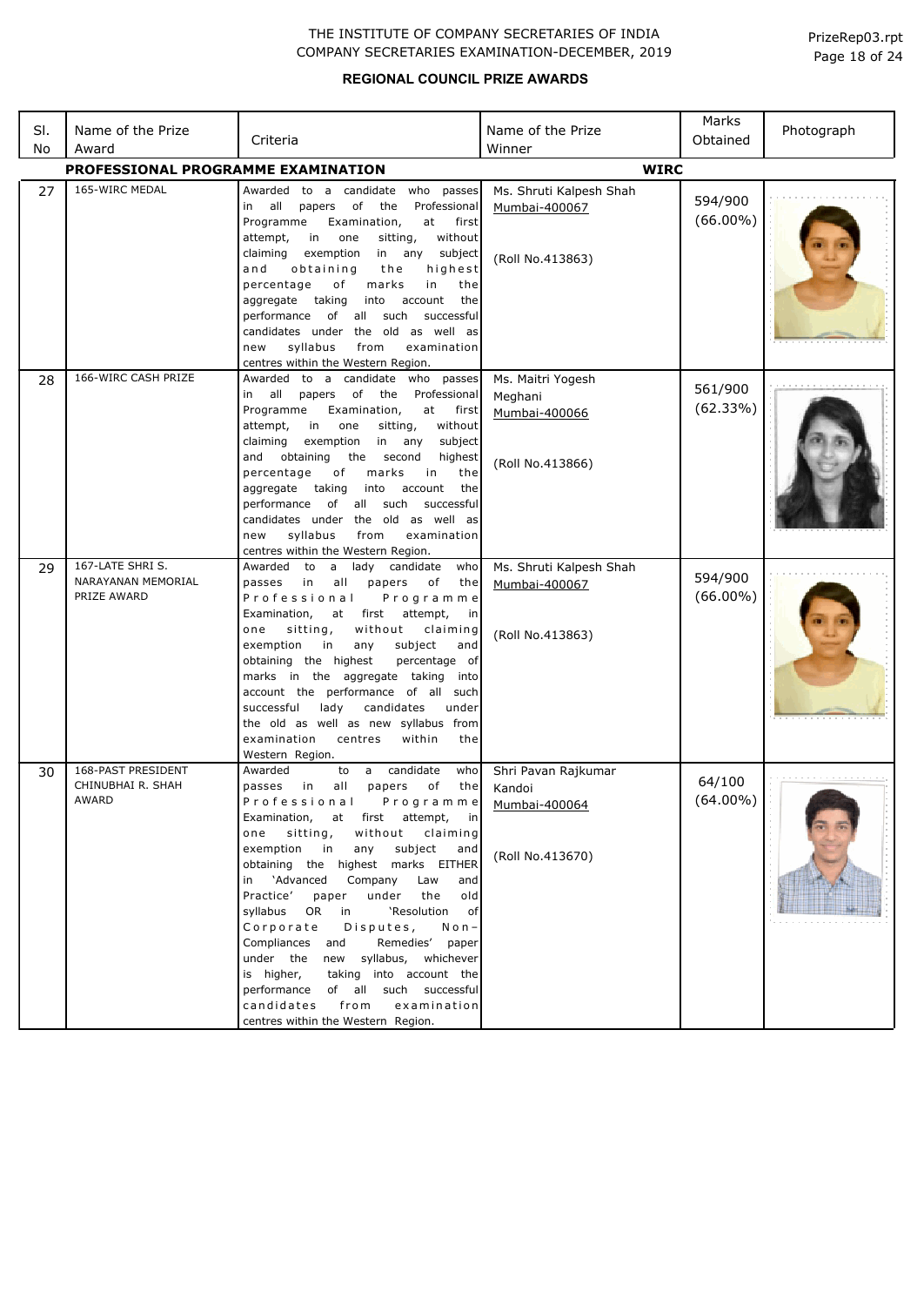THE INSTITUTE OF COMPANY SECRETARIES OF INDIA
COMPANY SECRETARIES EXAMINATION-DECEMBER, 2019

## REGIONAL COUNCIL PRIZE AWARDS

| Sl. No | Name of the Prize Award | Criteria | Name of the Prize Winner | Marks Obtained | Photograph |
|---|---|---|---|---|---|
| **PROFESSIONAL PROGRAMME EXAMINATION** | | | **WIRC** | | |
| 27 | 165-WIRC MEDAL | Awarded to a candidate who passes in all papers of the Professional Programme Examination, at first attempt, in one sitting, without claiming exemption in any subject and obtaining the highest percentage of marks in the aggregate taking into account the performance of all such successful candidates under the old as well as new syllabus from examination centres within the Western Region. | Ms. Shruti Kalpesh Shah<br>Mumbai-400067<br><br>(Roll No.413863) | 594/900<br>(66.00%) | |
| 28 | 166-WIRC CASH PRIZE | Awarded to a candidate who passes in all papers of the Professional Programme Examination, at first attempt, in one sitting, without claiming exemption in any subject and obtaining the second highest percentage of marks in the aggregate taking into account the performance of all such successful candidates under the old as well as new syllabus from examination centres within the Western Region. | Ms. Maitri Yogesh Meghani<br>Mumbai-400066<br><br>(Roll No.413866) | 561/900<br>(62.33%) | |
| 29 | 167-LATE SHRI S. NARAYANAN MEMORIAL PRIZE AWARD | Awarded to a lady candidate who passes in all papers of the Professional Programme Examination, at first attempt, in one sitting, without claiming exemption in any subject and obtaining the highest percentage of marks in the aggregate taking into account the performance of all such successful lady candidates under the old as well as new syllabus from examination centres within the Western Region. | Ms. Shruti Kalpesh Shah<br>Mumbai-400067<br><br>(Roll No.413863) | 594/900<br>(66.00%) | |
| 30 | 168-PAST PRESIDENT CHINUBHAI R. SHAH AWARD | Awarded to a candidate who passes in all papers of the Professional Programme Examination, at first attempt, in one sitting, without claiming exemption in any subject and obtaining the highest marks EITHER in 'Advanced Company Law and Practice' paper under the old syllabus OR in 'Resolution of Corporate Disputes, Non-Compliances and Remedies' paper under the new syllabus, whichever is higher, taking into account the performance of all such successful candidates from examination centres within the Western Region. | Shri Pavan Rajkumar Kandoi<br>Mumbai-400064<br><br>(Roll No.413670) | 64/100<br>(64.00%) | |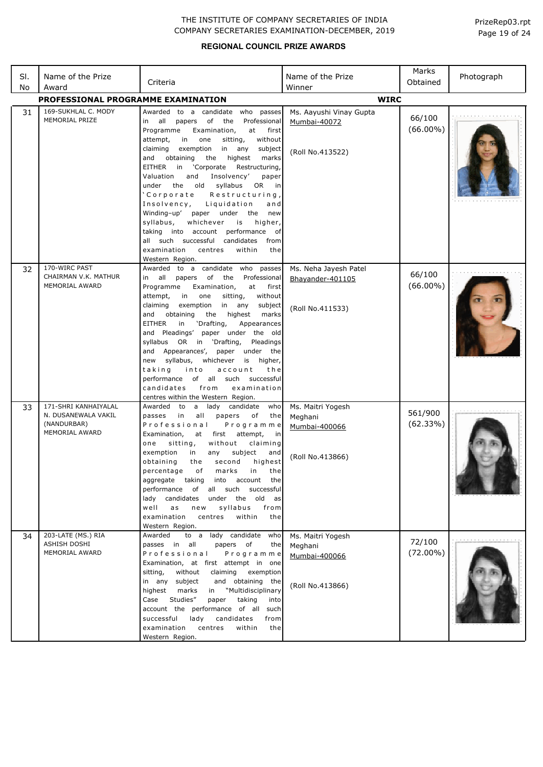THE INSTITUTE OF COMPANY SECRETARIES OF INDIA
COMPANY SECRETARIES EXAMINATION-DECEMBER, 2019

**REGIONAL COUNCIL PRIZE AWARDS**

| Sl. No | Name of the Prize Award | Criteria | Name of the Prize Winner | Marks Obtained | Photograph |
|---|---|---|---|---|---|
| **PROFESSIONAL PROGRAMME EXAMINATION** | | | **WIRC** | | |
| 31 | 169-SUKHLAL C. MODY MEMORIAL PRIZE | Awarded to a candidate who passes in all papers of the Professional Programme Examination, at first attempt, in one sitting, without claiming exemption in any subject and obtaining the highest marks EITHER in 'Corporate Restructuring, Valuation and Insolvency' paper under the old syllabus OR in 'Corporate Restructuring, Insolvency, Liquidation and Winding-up' paper under the new syllabus, whichever is higher, taking into account performance of all such successful candidates from examination centres within the Western Region. | Ms. Aayushi Vinay Gupta<br>Mumbai-40072<br><br>(Roll No.413522) | 66/100 (66.00%) | |
| 32 | 170-WIRC PAST CHAIRMAN V.K. MATHUR MEMORIAL AWARD | Awarded to a candidate who passes in all papers of the Professional Programme Examination, at first attempt, in one sitting, without claiming exemption in any subject and obtaining the highest marks EITHER in 'Drafting, Appearances and Pleadings' paper under the old syllabus OR in 'Drafting, Pleadings and Appearances', paper under the new syllabus, whichever is higher, taking into account the performance of all such successful candidates from examination centres within the Western Region. | Ms. Neha Jayesh Patel<br>Bhayander-401105<br><br>(Roll No.411533) | 66/100 (66.00%) | |
| 33 | 171-SHRI KANHAIYALAL N. DUSANEWALA VAKIL (NANDURBAR) MEMORIAL AWARD | Awarded to a lady candidate who passes in all papers of the Professional Programme Examination, at first attempt, in one sitting, without claiming exemption in any subject and obtaining the second highest percentage of marks in the aggregate taking into account the performance of all such successful lady candidates under the old as well as new syllabus from examination centres within the Western Region. | Ms. Maitri Yogesh Meghani<br>Mumbai-400066<br><br>(Roll No.413866) | 561/900 (62.33%) | |
| 34 | 203-LATE (MS.) RIA ASHISH DOSHI MEMORIAL AWARD | Awarded to a lady candidate who passes in all papers of the Professional Programme Examination, at first attempt in one sitting, without claiming exemption in any subject and obtaining the highest marks in "Multidisciplinary Case Studies" paper taking into account the performance of all such successful lady candidates from examination centres within the Western Region. | Ms. Maitri Yogesh Meghani<br>Mumbai-400066<br><br>(Roll No.413866) | 72/100 (72.00%) | |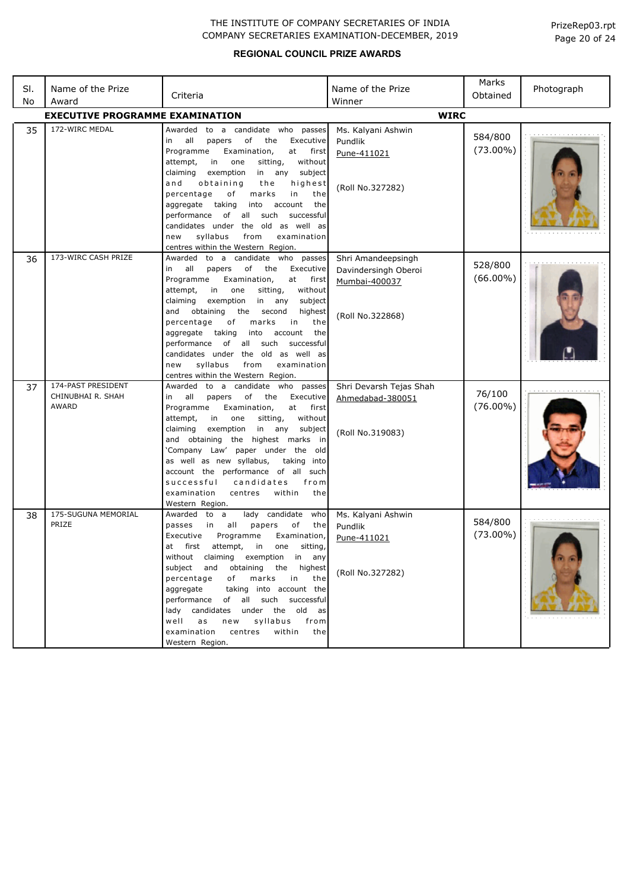THE INSTITUTE OF COMPANY SECRETARIES OF INDIA
COMPANY SECRETARIES EXAMINATION-DECEMBER, 2019

PrizeRep03.rpt

## REGIONAL COUNCIL PRIZE AWARDS

| Sl. No | Name of the Prize Award | Criteria | Name of the Prize Winner | Marks Obtained | Photograph |
|---|---|---|---|---|---|
| **EXECUTIVE PROGRAMME EXAMINATION** | | | **WIRC** | | |
| 35 | 172-WIRC MEDAL | Awarded to a candidate who passes in all papers of the Executive Programme Examination, at first attempt, in one sitting, without claiming exemption in any subject and obtaining the highest percentage of marks in the aggregate taking into account the performance of all such successful candidates under the old as well as new syllabus from examination centres within the Western Region. | Ms. Kalyani Ashwin Pundlik<br>Pune-411021<br><br>(Roll No.327282) | 584/800<br>(73.00%) | |
| 36 | 173-WIRC CASH PRIZE | Awarded to a candidate who passes in all papers of the Executive Programme Examination, at first attempt, in one sitting, without claiming exemption in any subject and obtaining the second highest percentage of marks in the aggregate taking into account the performance of all such successful candidates under the old as well as new syllabus from examination centres within the Western Region. | Shri Amandeepsingh Davindersingh Oberoi<br>Mumbai-400037<br><br>(Roll No.322868) | 528/800<br>(66.00%) | |
| 37 | 174-PAST PRESIDENT CHINUBHAI R. SHAH AWARD | Awarded to a candidate who passes in all papers of the Executive Programme Examination, at first attempt, in one sitting, without claiming exemption in any subject and obtaining the highest marks in 'Company Law' paper under the old as well as new syllabus, taking into account the performance of all such successful candidates from examination centres within the Western Region. | Shri Devarsh Tejas Shah<br>Ahmedabad-380051<br><br>(Roll No.319083) | 76/100<br>(76.00%) | |
| 38 | 175-SUGUNA MEMORIAL PRIZE | Awarded to a lady candidate who passes in all papers of the Executive Programme Examination, at first attempt, in one sitting, without claiming exemption in any subject and obtaining the highest percentage of marks in the aggregate taking into account the performance of all such successful lady candidates under the old as well as new syllabus from examination centres within the Western Region. | Ms. Kalyani Ashwin Pundlik<br>Pune-411021<br><br>(Roll No.327282) | 584/800<br>(73.00%) | |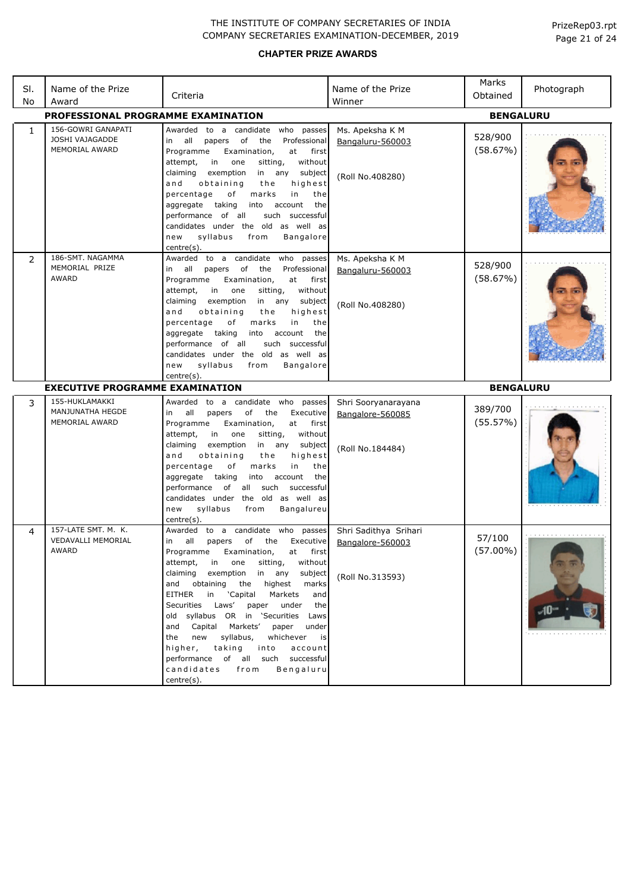THE INSTITUTE OF COMPANY SECRETARIES OF INDIA
COMPANY SECRETARIES EXAMINATION-DECEMBER, 2019

PrizeRep03.rpt

## CHAPTER PRIZE AWARDS

| Sl. No | Name of the Prize Award | Criteria | Name of the Prize Winner | Marks Obtained | Photograph |
|---|---|---|---|---|---|
| **PROFESSIONAL PROGRAMME EXAMINATION** | | | | **BENGALURU** | |
| 1 | 156-GOWRI GANAPATI JOSHI VAJAGADDE MEMORIAL AWARD | Awarded to a candidate who passes in all papers of the Professional Programme Examination, at first attempt, in one sitting, without claiming exemption in any subject and obtaining the highest percentage of marks in the aggregate taking into account the performance of all such successful candidates under the old as well as new syllabus from Bangalore centre(s). | Ms. Apeksha K M<br>Bangaluru-560003<br><br>(Roll No.408280) | 528/900<br>(58.67%) | |
| 2 | 186-SMT. NAGAMMA MEMORIAL PRIZE AWARD | Awarded to a candidate who passes in all papers of the Professional Programme Examination, at first attempt, in one sitting, without claiming exemption in any subject and obtaining the highest percentage of marks in the aggregate taking into account the performance of all such successful candidates under the old as well as new syllabus from Bangalore centre(s). | Ms. Apeksha K M<br>Bangaluru-560003<br><br>(Roll No.408280) | 528/900<br>(58.67%) | |
| **EXECUTIVE PROGRAMME EXAMINATION** | | | | **BENGALURU** | |
| 3 | 155-HUKLAMAKKI MANJUNATHA HEGDE MEMORIAL AWARD | Awarded to a candidate who passes in all papers of the Executive Programme Examination, at first attempt, in one sitting, without claiming exemption in any subject and obtaining the highest percentage of marks in the aggregate taking into account the performance of all such successful candidates under the old as well as new syllabus from Bangalureu centre(s). | Shri Sooryanarayana<br>Bangalore-560085<br><br>(Roll No.184484) | 389/700<br>(55.57%) | |
| 4 | 157-LATE SMT. M. K. VEDAVALLI MEMORIAL AWARD | Awarded to a candidate who passes in all papers of the Executive Programme Examination, at first attempt, in one sitting, without claiming exemption in any subject and obtaining the highest marks EITHER in 'Capital Markets and Securities Laws' paper under the old syllabus OR in 'Securities Laws and Capital Markets' paper under the new syllabus, whichever is higher, taking into account performance of all such successful candidates from Bengaluru centre(s). | Shri Sadithya Srihari<br>Bangalore-560003<br><br>(Roll No.313593) | 57/100<br>(57.00%) | |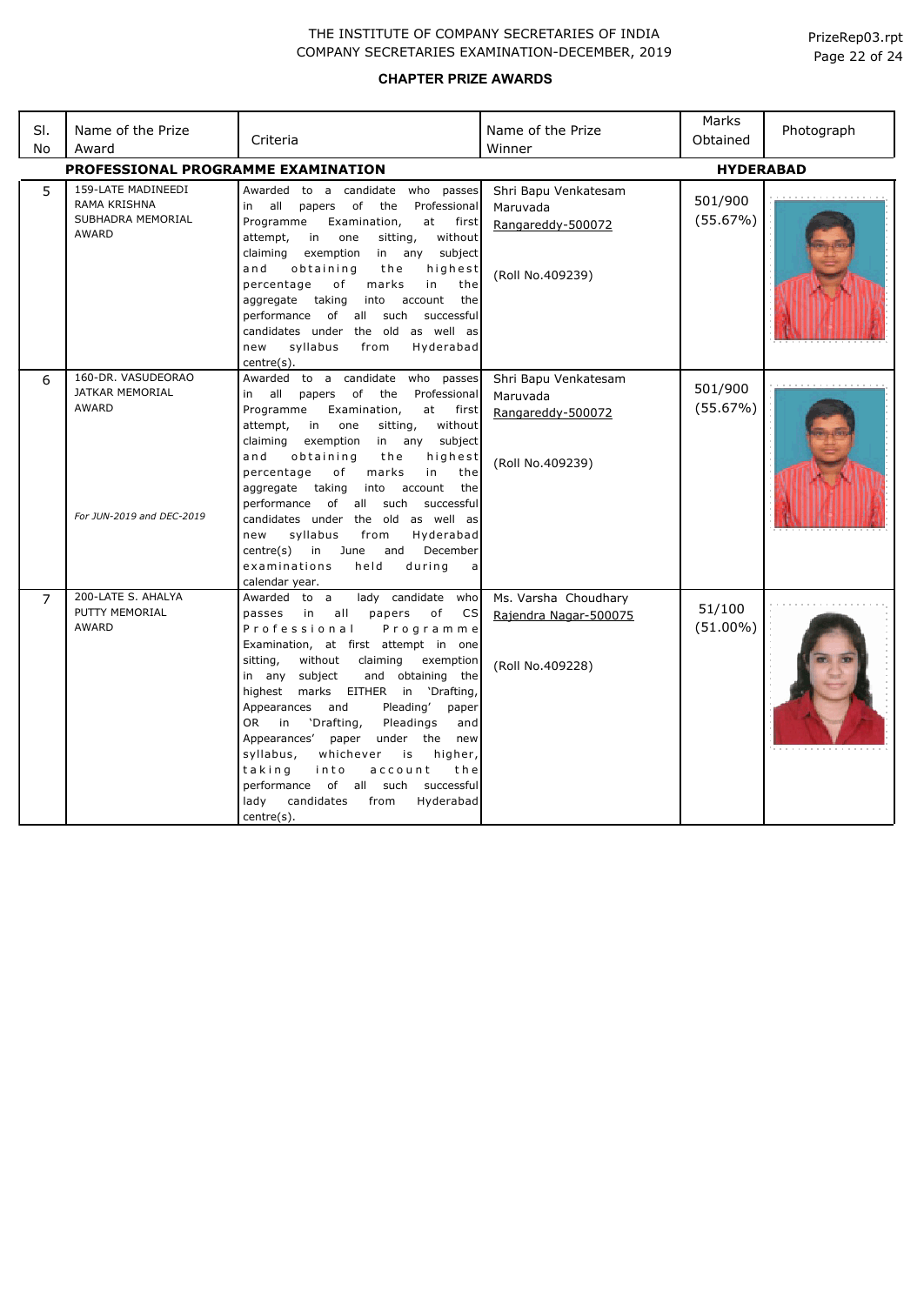THE INSTITUTE OF COMPANY SECRETARIES OF INDIA
COMPANY SECRETARIES EXAMINATION-DECEMBER, 2019

**CHAPTER PRIZE AWARDS**

| Sl. No | Name of the Prize Award | Criteria | Name of the Prize Winner | Marks Obtained | Photograph |
|---|---|---|---|---|---|
| **PROFESSIONAL PROGRAMME EXAMINATION** | | | | **HYDERABAD** | |
| 5 | 159-LATE MADINEEDI RAMA KRISHNA SUBHADRA MEMORIAL AWARD | Awarded to a candidate who passes in all papers of the Professional Programme Examination, at first attempt, in one sitting, without claiming exemption in any subject and obtaining the highest percentage of marks in the aggregate taking into account the performance of all such successful candidates under the old as well as new syllabus from Hyderabad centre(s). | Shri Bapu Venkatesam Maruvada Rangareddy-500072 (Roll No.409239) | 501/900 (55.67%) | |
| 6 | 160-DR. VASUDEORAO JATKAR MEMORIAL AWARD *For JUN-2019 and DEC-2019* | Awarded to a candidate who passes in all papers of the Professional Programme Examination, at first attempt, in one sitting, without claiming exemption in any subject and obtaining the highest percentage of marks in the aggregate taking into account the performance of all such successful candidates under the old as well as new syllabus from Hyderabad centre(s) in June and December examinations held during a calendar year. | Shri Bapu Venkatesam Maruvada Rangareddy-500072 (Roll No.409239) | 501/900 (55.67%) | |
| 7 | 200-LATE S. AHALYA PUTTY MEMORIAL AWARD | Awarded to a lady candidate who passes in all papers of CS Professional Programme Examination, at first attempt in one sitting, without claiming exemption in any subject and obtaining the highest marks EITHER in 'Drafting, Appearances and Pleading' paper OR in 'Drafting, Pleadings and Appearances' paper under the new syllabus, whichever is higher, taking into account the performance of all such successful lady candidates from Hyderabad centre(s). | Ms. Varsha Choudhary Rajendra Nagar-500075 (Roll No.409228) | 51/100 (51.00%) | |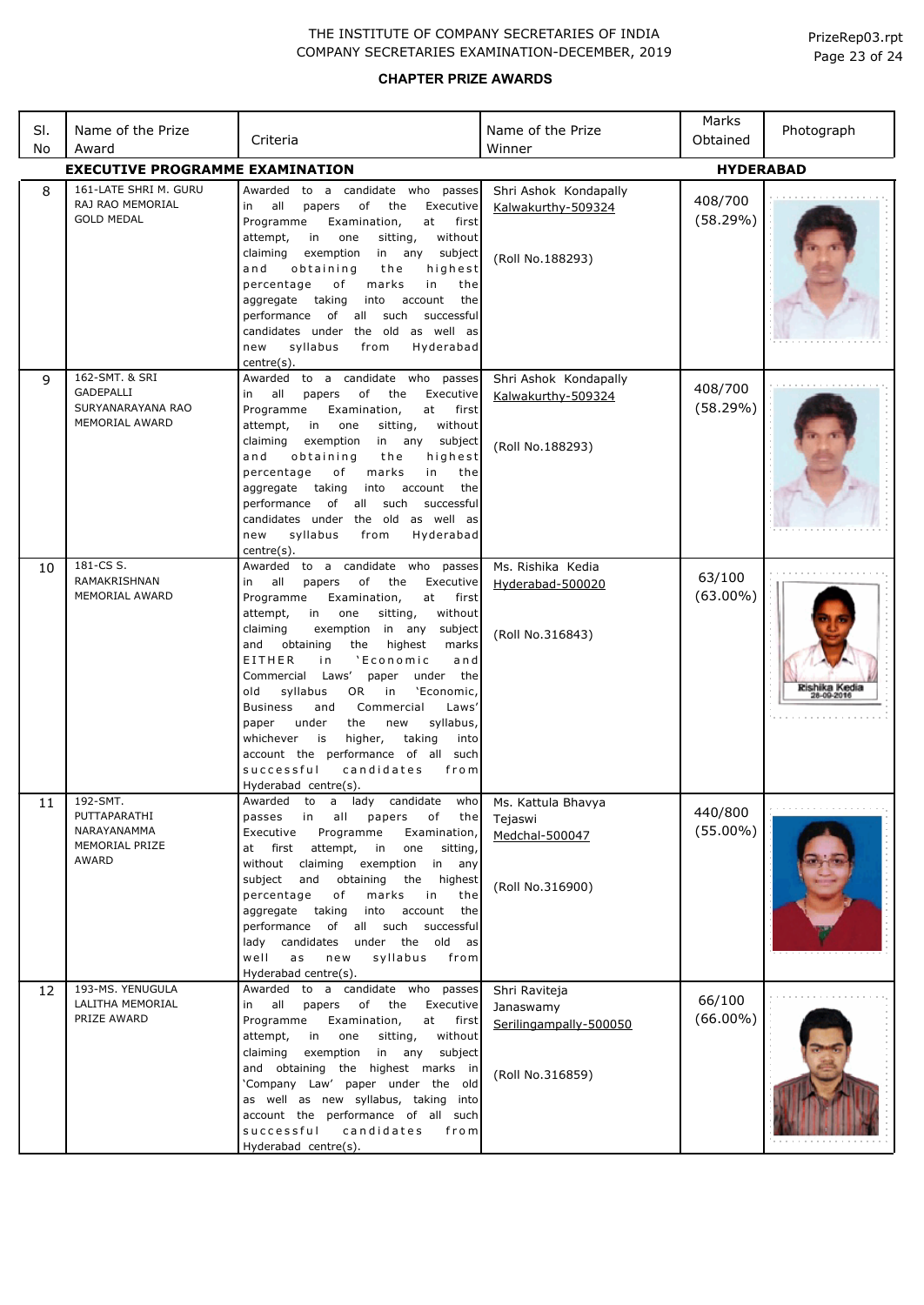THE INSTITUTE OF COMPANY SECRETARIES OF INDIA
COMPANY SECRETARIES EXAMINATION-DECEMBER, 2019

PrizeRep03.rpt

**CHAPTER PRIZE AWARDS**

| Sl. No | Name of the Prize Award | Criteria | Name of the Prize Winner | Marks Obtained | Photograph |
|---|---|---|---|---|---|
| **EXECUTIVE PROGRAMME EXAMINATION** | | | | **HYDERABAD** | |
| 8 | 161-LATE SHRI M. GURU RAJ RAO MEMORIAL GOLD MEDAL | Awarded to a candidate who passes in all papers of the Executive Programme Examination, at first attempt, in one sitting, without claiming exemption in any subject and obtaining the highest percentage of marks in the aggregate taking into account the performance of all such successful candidates under the old as well as new syllabus from Hyderabad centre(s). | Shri Ashok Kondapally<br>Kalwakurthy-509324<br><br>(Roll No.188293) | 408/700<br>(58.29%) | |
| 9 | 162-SMT. & SRI GADEPALLI SURYANARAYANA RAO MEMORIAL AWARD | Awarded to a candidate who passes in all papers of the Executive Programme Examination, at first attempt, in one sitting, without claiming exemption in any subject and obtaining the highest percentage of marks in the aggregate taking into account the performance of all such successful candidates under the old as well as new syllabus from Hyderabad centre(s). | Shri Ashok Kondapally<br>Kalwakurthy-509324<br><br>(Roll No.188293) | 408/700<br>(58.29%) | |
| 10 | 181-CS S. RAMAKRISHNAN MEMORIAL AWARD | Awarded to a candidate who passes in all papers of the Executive Programme Examination, at first attempt, in one sitting, without claiming exemption in any subject and obtaining the highest marks EITHER in 'Economic and Commercial Laws' paper under the old syllabus OR in 'Economic, Business and Commercial Laws' paper under the new syllabus, whichever is higher, taking into account the performance of all such successful candidates from Hyderabad centre(s). | Ms. Rishika Kedia<br>Hyderabad-500020<br><br>(Roll No.316843) | 63/100<br>(63.00%) | Rishika Kedia<br>28-09-2016 |
| 11 | 192-SMT. PUTTAPARATHI NARAYANAMMA MEMORIAL PRIZE AWARD | Awarded to a lady candidate who passes in all papers of the Executive Programme Examination, at first attempt, in one sitting, without claiming exemption in any subject and obtaining the highest percentage of marks in the aggregate taking into account the performance of all such successful lady candidates under the old as well as new syllabus from Hyderabad centre(s). | Ms. Kattula Bhavya Tejaswi<br>Medchal-500047<br><br>(Roll No.316900) | 440/800<br>(55.00%) | |
| 12 | 193-MS. YENUGULA LALITHA MEMORIAL PRIZE AWARD | Awarded to a candidate who passes in all papers of the Executive Programme Examination, at first attempt, in one sitting, without claiming exemption in any subject and obtaining the highest marks in 'Company Law' paper under the old as well as new syllabus, taking into account the performance of all such successful candidates from Hyderabad centre(s). | Shri Raviteja Janaswamy<br>Serilingampally-500050<br><br>(Roll No.316859) | 66/100<br>(66.00%) | |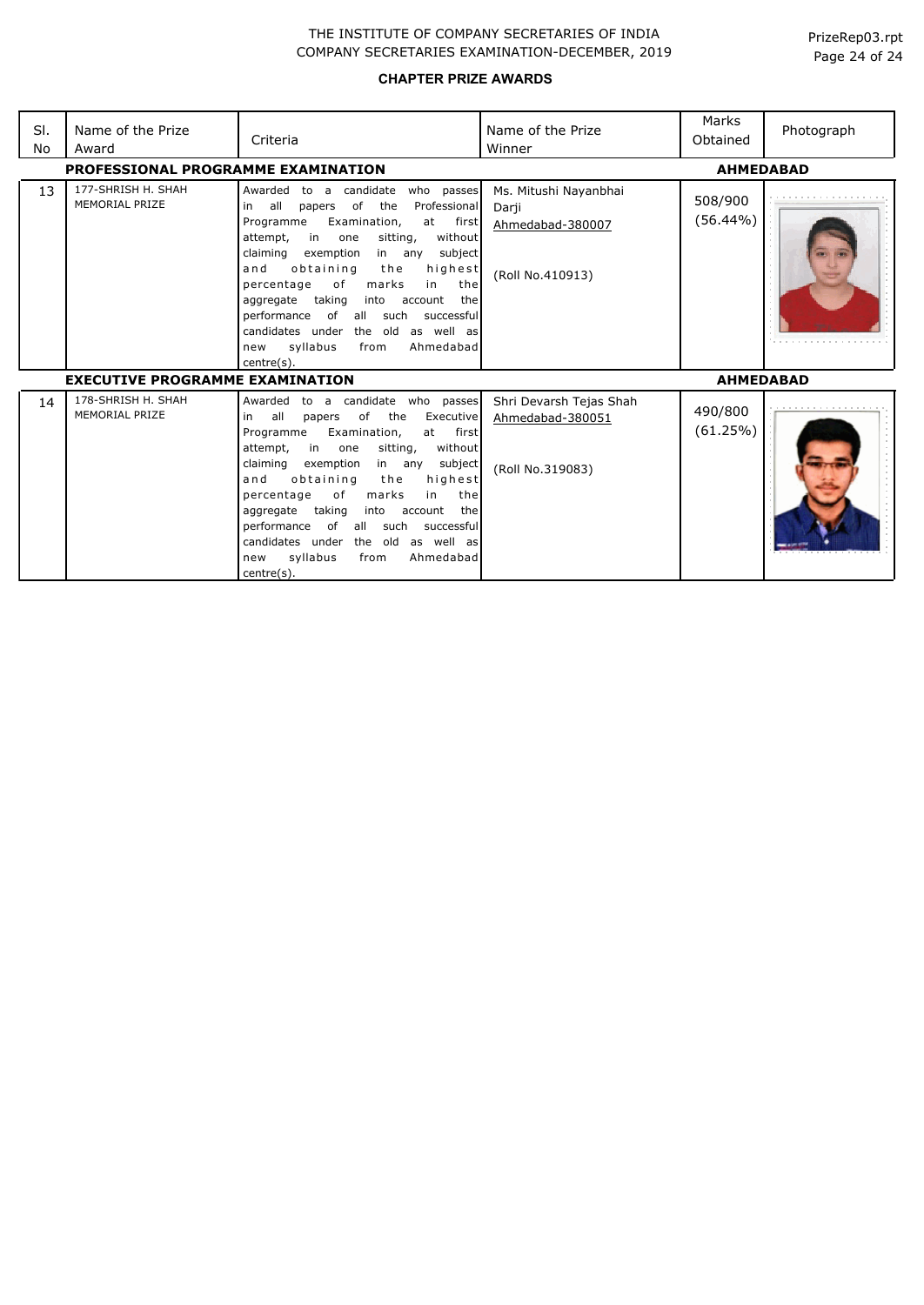THE INSTITUTE OF COMPANY SECRETARIES OF INDIA
COMPANY SECRETARIES EXAMINATION-DECEMBER, 2019

PrizeRep03.rpt

## CHAPTER PRIZE AWARDS

| Sl. No | Name of the Prize Award | Criteria | Name of the Prize Winner | Marks Obtained | Photograph |
|---|---|---|---|---|---|
| | **PROFESSIONAL PROGRAMME EXAMINATION** | | | **AHMEDABAD** | |
| 13 | 177-SHRISH H. SHAH MEMORIAL PRIZE | Awarded to a candidate who passes in all papers of the Professional Programme Examination, at first attempt, in one sitting, without claiming exemption in any subject and obtaining the highest percentage of marks in the aggregate taking into account the performance of all such successful candidates under the old as well as new syllabus from Ahmedabad centre(s). | Ms. Mitushi Nayanbhai Darji<br>Ahmedabad-380007<br><br>(Roll No.410913) | 508/900<br>(56.44%) | |
| | **EXECUTIVE PROGRAMME EXAMINATION** | | | **AHMEDABAD** | |
| 14 | 178-SHRISH H. SHAH MEMORIAL PRIZE | Awarded to a candidate who passes in all papers of the Executive Programme Examination, at first attempt, in one sitting, without claiming exemption in any subject and obtaining the highest percentage of marks in the aggregate taking into account the performance of all such successful candidates under the old as well as new syllabus from Ahmedabad centre(s). | Shri Devarsh Tejas Shah<br>Ahmedabad-380051<br><br>(Roll No.319083) | 490/800<br>(61.25%) | |